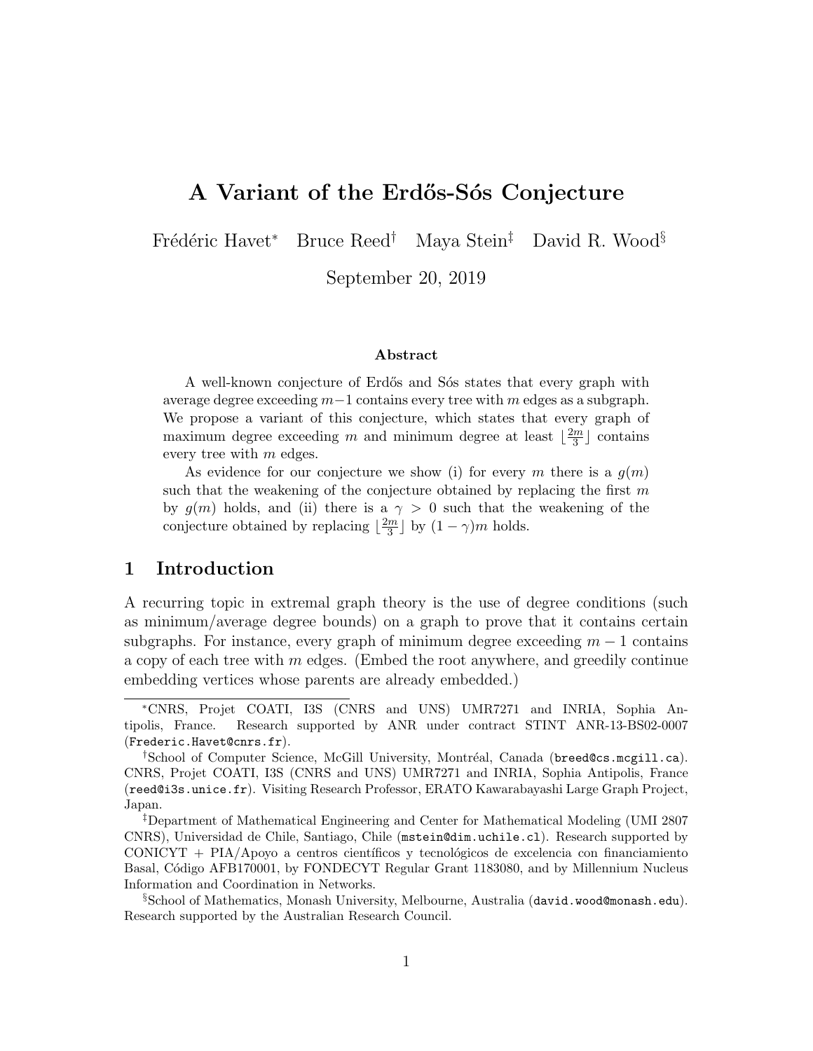# A Variant of the Erdős-Sós Conjecture

Frédéric Havet[*] Bruce Reed[†] Maya Stein[‡] David R. Wood[§]

September 20, 2019

### Abstract

A well-known conjecture of Erdős and Sós states that every graph with average degree exceeding $m-1$ contains every tree with $m$ edges as a subgraph. We propose a variant of this conjecture, which states that every graph of maximum degree exceeding $m$ and minimum degree at least $\lfloor \frac{2m}{3} \rfloor$ contains every tree with $m$ edges.

As evidence for our conjecture we show (i) for every $m$ there is a $g(m)$ such that the weakening of the conjecture obtained by replacing the first $m$ by $g(m)$ holds, and (ii) there is a $\gamma > 0$ such that the weakening of the conjecture obtained by replacing $\lfloor \frac{2m}{3} \rfloor$ by $(1-\gamma)m$ holds.

## 1 Introduction

A recurring topic in extremal graph theory is the use of degree conditions (such as minimum/average degree bounds) on a graph to prove that it contains certain subgraphs. For instance, every graph of minimum degree exceeding $m-1$ contains a copy of each tree with $m$ edges. (Embed the root anywhere, and greedily continue embedding vertices whose parents are already embedded.)

---

[*] CNRS, Projet COATI, I3S (CNRS and UNS) UMR7271 and INRIA, Sophia Antipolis, France. Research supported by ANR under contract STINT ANR-13-BS02-0007 (Frederic.Havet@cnrs.fr).

[†] School of Computer Science, McGill University, Montréal, Canada (breed@cs.mcgill.ca). CNRS, Projet COATI, I3S (CNRS and UNS) UMR7271 and INRIA, Sophia Antipolis, France (reed@i3s.unice.fr). Visiting Research Professor, ERATO Kawarabayashi Large Graph Project, Japan.

[‡] Department of Mathematical Engineering and Center for Mathematical Modeling (UMI 2807 CNRS), Universidad de Chile, Santiago, Chile (mstein@dim.uchile.cl). Research supported by CONICYT + PIA/Apoyo a centros científicos y tecnológicos de excelencia con financiamiento Basal, Código AFB170001, by FONDECYT Regular Grant 1183080, and by Millennium Nucleus Information and Coordination in Networks.

[§] School of Mathematics, Monash University, Melbourne, Australia (david.wood@monash.edu). Research supported by the Australian Research Council.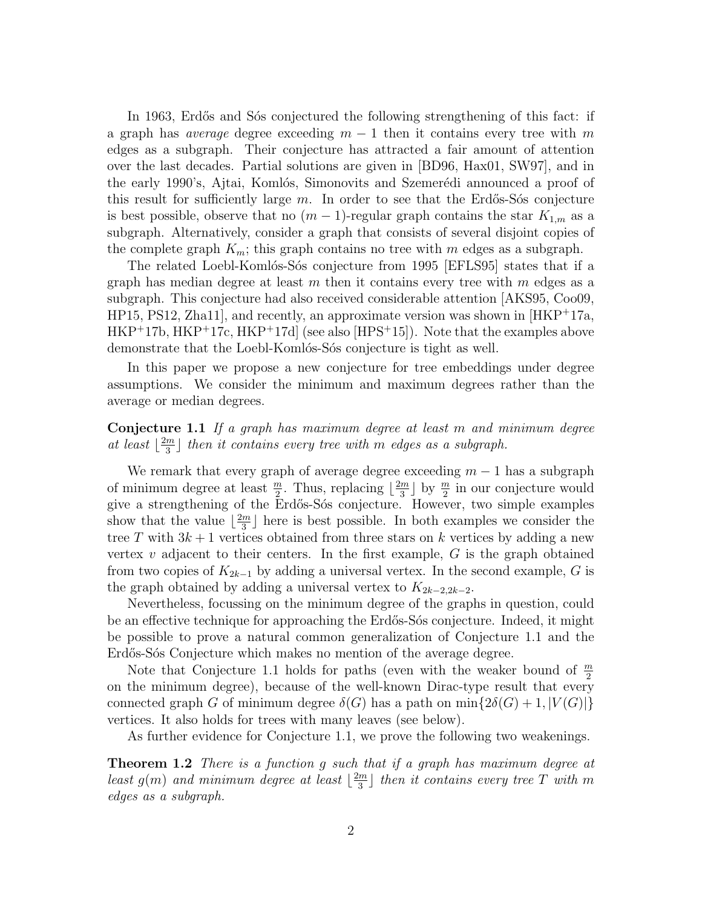In 1963, Erdős and Sós conjectured the following strengthening of this fact: if a graph has *average* degree exceeding $m-1$ then it contains every tree with $m$ edges as a subgraph. Their conjecture has attracted a fair amount of attention over the last decades. Partial solutions are given in [BD96, Hax01, SW97], and in the early 1990's, Ajtai, Komlós, Simonovits and Szemerédi announced a proof of this result for sufficiently large $m$. In order to see that the Erdős-Sós conjecture is best possible, observe that no $(m-1)$-regular graph contains the star $K_{1,m}$ as a subgraph. Alternatively, consider a graph that consists of several disjoint copies of the complete graph $K_m$; this graph contains no tree with $m$ edges as a subgraph.

The related Loebl-Komlós-Sós conjecture from 1995 [EFLS95] states that if a graph has median degree at least $m$ then it contains every tree with $m$ edges as a subgraph. This conjecture had also received considerable attention [AKS95, Coo09, HP15, PS12, Zha11], and recently, an approximate version was shown in [HKP+17a, HKP+17b, HKP+17c, HKP+17d] (see also [HPS+15]). Note that the examples above demonstrate that the Loebl-Komlós-Sós conjecture is tight as well.

In this paper we propose a new conjecture for tree embeddings under degree assumptions. We consider the minimum and maximum degrees rather than the average or median degrees.

**Conjecture 1.1** *If a graph has maximum degree at least $m$ and minimum degree at least $\lfloor \frac{2m}{3} \rfloor$ then it contains every tree with $m$ edges as a subgraph.*

We remark that every graph of average degree exceeding $m-1$ has a subgraph of minimum degree at least $\frac{m}{2}$. Thus, replacing $\lfloor \frac{2m}{3} \rfloor$ by $\frac{m}{2}$ in our conjecture would give a strengthening of the Erdős-Sós conjecture. However, two simple examples show that the value $\lfloor \frac{2m}{3} \rfloor$ here is best possible. In both examples we consider the tree $T$ with $3k+1$ vertices obtained from three stars on $k$ vertices by adding a new vertex $v$ adjacent to their centers. In the first example, $G$ is the graph obtained from two copies of $K_{2k-1}$ by adding a universal vertex. In the second example, $G$ is the graph obtained by adding a universal vertex to $K_{2k-2,2k-2}$.

Nevertheless, focussing on the minimum degree of the graphs in question, could be an effective technique for approaching the Erdős-Sós conjecture. Indeed, it might be possible to prove a natural common generalization of Conjecture 1.1 and the Erdős-Sós Conjecture which makes no mention of the average degree.

Note that Conjecture 1.1 holds for paths (even with the weaker bound of $\frac{m}{2}$ on the minimum degree), because of the well-known Dirac-type result that every connected graph $G$ of minimum degree $\delta(G)$ has a path on $\min\{2\delta(G)+1, |V(G)|\}$ vertices. It also holds for trees with many leaves (see below).

As further evidence for Conjecture 1.1, we prove the following two weakenings.

**Theorem 1.2** *There is a function $g$ such that if a graph has maximum degree at least $g(m)$ and minimum degree at least $\lfloor \frac{2m}{3} \rfloor$ then it contains every tree $T$ with $m$ edges as a subgraph.*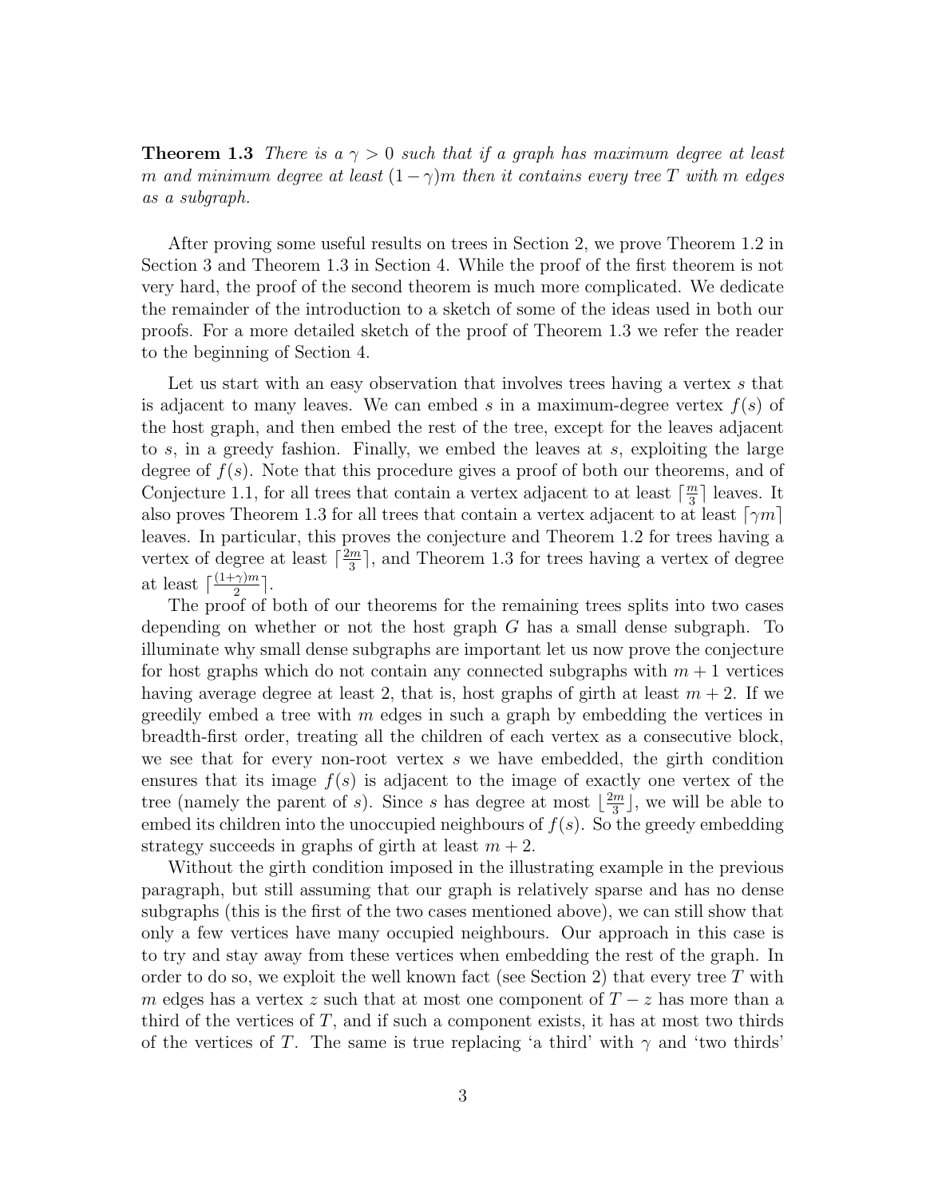**Theorem 1.3** *There is a $\gamma > 0$ such that if a graph has maximum degree at least $m$ and minimum degree at least $(1-\gamma)m$ then it contains every tree $T$ with $m$ edges as a subgraph.*

After proving some useful results on trees in Section 2, we prove Theorem 1.2 in Section 3 and Theorem 1.3 in Section 4. While the proof of the first theorem is not very hard, the proof of the second theorem is much more complicated. We dedicate the remainder of the introduction to a sketch of some of the ideas used in both our proofs. For a more detailed sketch of the proof of Theorem 1.3 we refer the reader to the beginning of Section 4.

Let us start with an easy observation that involves trees having a vertex $s$ that is adjacent to many leaves. We can embed $s$ in a maximum-degree vertex $f(s)$ of the host graph, and then embed the rest of the tree, except for the leaves adjacent to $s$, in a greedy fashion. Finally, we embed the leaves at $s$, exploiting the large degree of $f(s)$. Note that this procedure gives a proof of both our theorems, and of Conjecture 1.1, for all trees that contain a vertex adjacent to at least $\lceil \frac{m}{3} \rceil$ leaves. It also proves Theorem 1.3 for all trees that contain a vertex adjacent to at least $\lceil \gamma m \rceil$ leaves. In particular, this proves the conjecture and Theorem 1.2 for trees having a vertex of degree at least $\lceil \frac{2m}{3} \rceil$, and Theorem 1.3 for trees having a vertex of degree at least $\lceil \frac{(1+\gamma)m}{2} \rceil$.

The proof of both of our theorems for the remaining trees splits into two cases depending on whether or not the host graph $G$ has a small dense subgraph. To illuminate why small dense subgraphs are important let us now prove the conjecture for host graphs which do not contain any connected subgraphs with $m+1$ vertices having average degree at least 2, that is, host graphs of girth at least $m+2$. If we greedily embed a tree with $m$ edges in such a graph by embedding the vertices in breadth-first order, treating all the children of each vertex as a consecutive block, we see that for every non-root vertex $s$ we have embedded, the girth condition ensures that its image $f(s)$ is adjacent to the image of exactly one vertex of the tree (namely the parent of $s$). Since $s$ has degree at most $\lfloor \frac{2m}{3} \rfloor$, we will be able to embed its children into the unoccupied neighbours of $f(s)$. So the greedy embedding strategy succeeds in graphs of girth at least $m+2$.

Without the girth condition imposed in the illustrating example in the previous paragraph, but still assuming that our graph is relatively sparse and has no dense subgraphs (this is the first of the two cases mentioned above), we can still show that only a few vertices have many occupied neighbours. Our approach in this case is to try and stay away from these vertices when embedding the rest of the graph. In order to do so, we exploit the well known fact (see Section 2) that every tree $T$ with $m$ edges has a vertex $z$ such that at most one component of $T - z$ has more than a third of the vertices of $T$, and if such a component exists, it has at most two thirds of the vertices of $T$. The same is true replacing 'a third' with $\gamma$ and 'two thirds'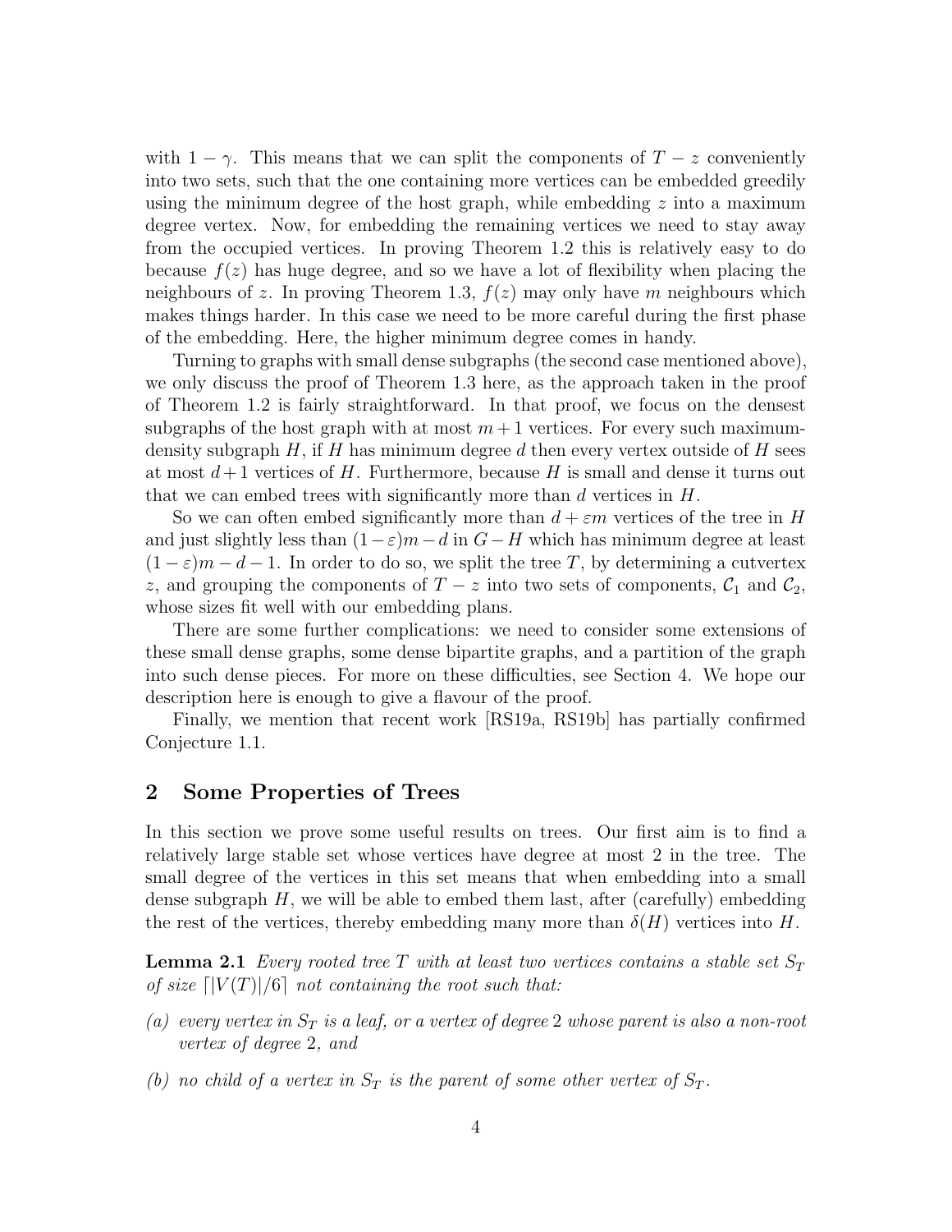with $1 - \gamma$. This means that we can split the components of $T - z$ conveniently into two sets, such that the one containing more vertices can be embedded greedily using the minimum degree of the host graph, while embedding $z$ into a maximum degree vertex. Now, for embedding the remaining vertices we need to stay away from the occupied vertices. In proving Theorem 1.2 this is relatively easy to do because $f(z)$ has huge degree, and so we have a lot of flexibility when placing the neighbours of $z$. In proving Theorem 1.3, $f(z)$ may only have $m$ neighbours which makes things harder. In this case we need to be more careful during the first phase of the embedding. Here, the higher minimum degree comes in handy.

Turning to graphs with small dense subgraphs (the second case mentioned above), we only discuss the proof of Theorem 1.3 here, as the approach taken in the proof of Theorem 1.2 is fairly straightforward. In that proof, we focus on the densest subgraphs of the host graph with at most $m+1$ vertices. For every such maximum-density subgraph $H$, if $H$ has minimum degree $d$ then every vertex outside of $H$ sees at most $d+1$ vertices of $H$. Furthermore, because $H$ is small and dense it turns out that we can embed trees with significantly more than $d$ vertices in $H$.

So we can often embed significantly more than $d + \varepsilon m$ vertices of the tree in $H$ and just slightly less than $(1-\varepsilon)m - d$ in $G - H$ which has minimum degree at least $(1-\varepsilon)m - d - 1$. In order to do so, we split the tree $T$, by determining a cutvertex $z$, and grouping the components of $T - z$ into two sets of components, $\mathcal{C}_1$ and $\mathcal{C}_2$, whose sizes fit well with our embedding plans.

There are some further complications: we need to consider some extensions of these small dense graphs, some dense bipartite graphs, and a partition of the graph into such dense pieces. For more on these difficulties, see Section 4. We hope our description here is enough to give a flavour of the proof.

Finally, we mention that recent work [RS19a, RS19b] has partially confirmed Conjecture 1.1.

## 2 Some Properties of Trees

In this section we prove some useful results on trees. Our first aim is to find a relatively large stable set whose vertices have degree at most 2 in the tree. The small degree of the vertices in this set means that when embedding into a small dense subgraph $H$, we will be able to embed them last, after (carefully) embedding the rest of the vertices, thereby embedding many more than $\delta(H)$ vertices into $H$.

**Lemma 2.1** *Every rooted tree $T$ with at least two vertices contains a stable set $S_T$ of size $\lceil |V(T)|/6 \rceil$ not containing the root such that:*

*(a) every vertex in $S_T$ is a leaf, or a vertex of degree 2 whose parent is also a non-root vertex of degree 2, and*

*(b) no child of a vertex in $S_T$ is the parent of some other vertex of $S_T$.*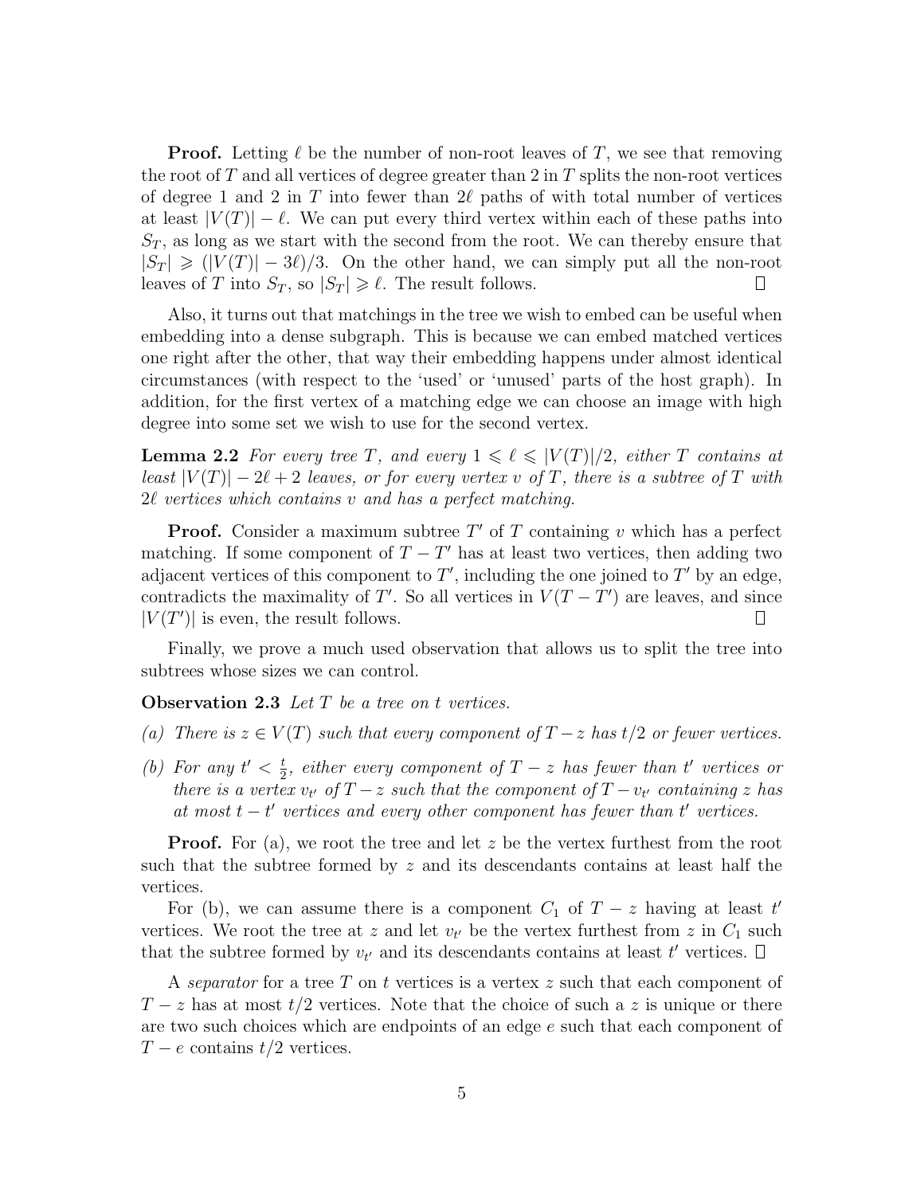**Proof.** Letting $\ell$ be the number of non-root leaves of $T$, we see that removing the root of $T$ and all vertices of degree greater than 2 in $T$ splits the non-root vertices of degree 1 and 2 in $T$ into fewer than $2\ell$ paths of with total number of vertices at least $|V(T)| - \ell$. We can put every third vertex within each of these paths into $S_T$, as long as we start with the second from the root. We can thereby ensure that $|S_T| \geqslant (|V(T)| - 3\ell)/3$. On the other hand, we can simply put all the non-root leaves of $T$ into $S_T$, so $|S_T| \geqslant \ell$. The result follows. □

Also, it turns out that matchings in the tree we wish to embed can be useful when embedding into a dense subgraph. This is because we can embed matched vertices one right after the other, that way their embedding happens under almost identical circumstances (with respect to the 'used' or 'unused' parts of the host graph). In addition, for the first vertex of a matching edge we can choose an image with high degree into some set we wish to use for the second vertex.

**Lemma 2.2** *For every tree $T$, and every $1 \leqslant \ell \leqslant |V(T)|/2$, either $T$ contains at least $|V(T)| - 2\ell + 2$ leaves, or for every vertex $v$ of $T$, there is a subtree of $T$ with $2\ell$ vertices which contains $v$ and has a perfect matching.*

**Proof.** Consider a maximum subtree $T'$ of $T$ containing $v$ which has a perfect matching. If some component of $T - T'$ has at least two vertices, then adding two adjacent vertices of this component to $T'$, including the one joined to $T'$ by an edge, contradicts the maximality of $T'$. So all vertices in $V(T - T')$ are leaves, and since $|V(T')|$ is even, the result follows. □

Finally, we prove a much used observation that allows us to split the tree into subtrees whose sizes we can control.

**Observation 2.3** *Let $T$ be a tree on $t$ vertices.*

*(a) There is $z \in V(T)$ such that every component of $T - z$ has $t/2$ or fewer vertices.*

*(b) For any $t' < \frac{t}{2}$, either every component of $T - z$ has fewer than $t'$ vertices or there is a vertex $v_{t'}$ of $T - z$ such that the component of $T - v_{t'}$ containing $z$ has at most $t - t'$ vertices and every other component has fewer than $t'$ vertices.*

**Proof.** For (a), we root the tree and let $z$ be the vertex furthest from the root such that the subtree formed by $z$ and its descendants contains at least half the vertices.

For (b), we can assume there is a component $C_1$ of $T - z$ having at least $t'$ vertices. We root the tree at $z$ and let $v_{t'}$ be the vertex furthest from $z$ in $C_1$ such that the subtree formed by $v_{t'}$ and its descendants contains at least $t'$ vertices. □

A *separator* for a tree $T$ on $t$ vertices is a vertex $z$ such that each component of $T - z$ has at most $t/2$ vertices. Note that the choice of such a $z$ is unique or there are two such choices which are endpoints of an edge $e$ such that each component of $T - e$ contains $t/2$ vertices.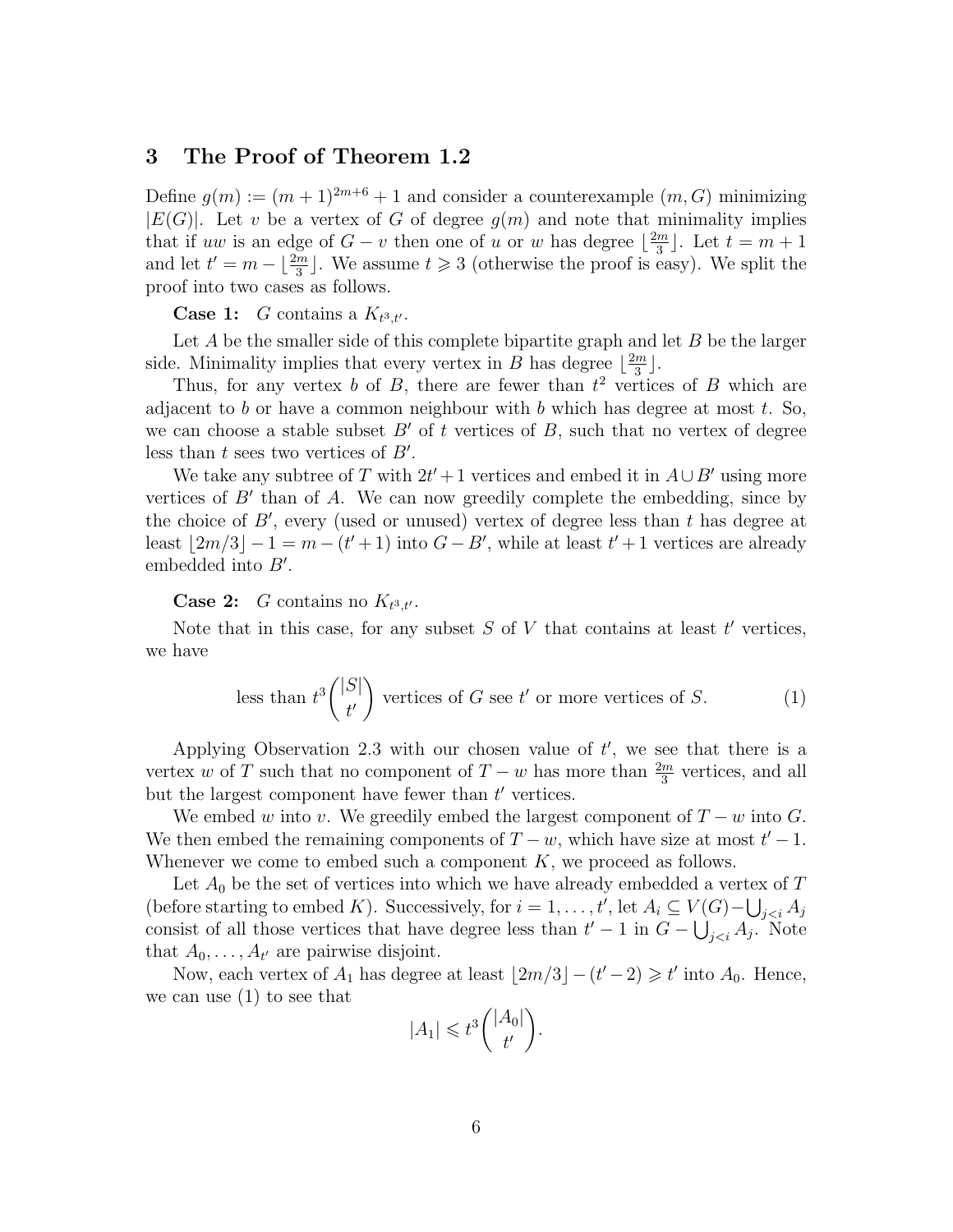## 3 The Proof of Theorem 1.2

Define $g(m) := (m+1)^{2m+6}+1$ and consider a counterexample $(m, G)$ minimizing $|E(G)|$. Let $v$ be a vertex of $G$ of degree $g(m)$ and note that minimality implies that if $uw$ is an edge of $G-v$ then one of $u$ or $w$ has degree $\lfloor \frac{2m}{3} \rfloor$. Let $t = m+1$ and let $t' = m - \lfloor \frac{2m}{3} \rfloor$. We assume $t \geqslant 3$ (otherwise the proof is easy). We split the proof into two cases as follows.

**Case 1:** $G$ contains a $K_{t^3,t'}$.

Let $A$ be the smaller side of this complete bipartite graph and let $B$ be the larger side. Minimality implies that every vertex in $B$ has degree $\lfloor \frac{2m}{3} \rfloor$.

Thus, for any vertex $b$ of $B$, there are fewer than $t^2$ vertices of $B$ which are adjacent to $b$ or have a common neighbour with $b$ which has degree at most $t$. So, we can choose a stable subset $B'$ of $t$ vertices of $B$, such that no vertex of degree less than $t$ sees two vertices of $B'$.

We take any subtree of $T$ with $2t'+1$ vertices and embed it in $A \cup B'$ using more vertices of $B'$ than of $A$. We can now greedily complete the embedding, since by the choice of $B'$, every (used or unused) vertex of degree less than $t$ has degree at least $\lfloor 2m/3 \rfloor - 1 = m - (t'+1)$ into $G - B'$, while at least $t'+1$ vertices are already embedded into $B'$.

**Case 2:** $G$ contains no $K_{t^3,t'}$.

Note that in this case, for any subset $S$ of $V$ that contains at least $t'$ vertices, we have

$$\text{less than } t^3\binom{|S|}{t'} \text{ vertices of } G \text{ see } t' \text{ or more vertices of } S. \tag{1}$$

Applying Observation 2.3 with our chosen value of $t'$, we see that there is a vertex $w$ of $T$ such that no component of $T-w$ has more than $\frac{2m}{3}$ vertices, and all but the largest component have fewer than $t'$ vertices.

We embed $w$ into $v$. We greedily embed the largest component of $T-w$ into $G$. We then embed the remaining components of $T-w$, which have size at most $t'-1$. Whenever we come to embed such a component $K$, we proceed as follows.

Let $A_0$ be the set of vertices into which we have already embedded a vertex of $T$ (before starting to embed $K$). Successively, for $i = 1, \ldots, t'$, let $A_i \subseteq V(G) - \bigcup_{j<i} A_j$ consist of all those vertices that have degree less than $t'-1$ in $G - \bigcup_{j<i} A_j$. Note that $A_0, \ldots, A_{t'}$ are pairwise disjoint.

Now, each vertex of $A_1$ has degree at least $\lfloor 2m/3 \rfloor - (t'-2) \geqslant t'$ into $A_0$. Hence, we can use (1) to see that

$$|A_1| \leqslant t^3\binom{|A_0|}{t'}.$$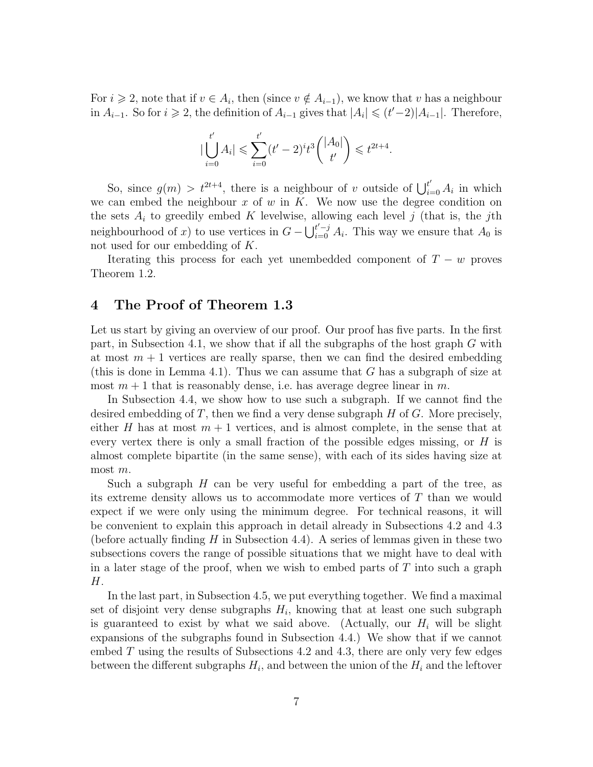For $i \geqslant 2$, note that if $v \in A_i$, then (since $v \notin A_{i-1}$), we know that $v$ has a neighbour in $A_{i-1}$. So for $i \geqslant 2$, the definition of $A_{i-1}$ gives that $|A_i| \leqslant (t'-2)|A_{i-1}|$. Therefore,

$$|\bigcup_{i=0}^{t'} A_i| \leqslant \sum_{i=0}^{t'} (t'-2)^i t^3 \binom{|A_0|}{t'} \leqslant t^{2t+4}.$$

So, since $g(m) > t^{2t+4}$, there is a neighbour of $v$ outside of $\bigcup_{i=0}^{t'} A_i$ in which we can embed the neighbour $x$ of $w$ in $K$. We now use the degree condition on the sets $A_i$ to greedily embed $K$ levelwise, allowing each level $j$ (that is, the $j$th neighbourhood of $x$) to use vertices in $G - \bigcup_{i=0}^{t'-j} A_i$. This way we ensure that $A_0$ is not used for our embedding of $K$.

Iterating this process for each yet unembedded component of $T - w$ proves Theorem 1.2.

## 4 The Proof of Theorem 1.3

Let us start by giving an overview of our proof. Our proof has five parts. In the first part, in Subsection 4.1, we show that if all the subgraphs of the host graph $G$ with at most $m + 1$ vertices are really sparse, then we can find the desired embedding (this is done in Lemma 4.1). Thus we can assume that $G$ has a subgraph of size at most $m + 1$ that is reasonably dense, i.e. has average degree linear in $m$.

In Subsection 4.4, we show how to use such a subgraph. If we cannot find the desired embedding of $T$, then we find a very dense subgraph $H$ of $G$. More precisely, either $H$ has at most $m + 1$ vertices, and is almost complete, in the sense that at every vertex there is only a small fraction of the possible edges missing, or $H$ is almost complete bipartite (in the same sense), with each of its sides having size at most $m$.

Such a subgraph $H$ can be very useful for embedding a part of the tree, as its extreme density allows us to accommodate more vertices of $T$ than we would expect if we were only using the minimum degree. For technical reasons, it will be convenient to explain this approach in detail already in Subsections 4.2 and 4.3 (before actually finding $H$ in Subsection 4.4). A series of lemmas given in these two subsections covers the range of possible situations that we might have to deal with in a later stage of the proof, when we wish to embed parts of $T$ into such a graph $H$.

In the last part, in Subsection 4.5, we put everything together. We find a maximal set of disjoint very dense subgraphs $H_i$, knowing that at least one such subgraph is guaranteed to exist by what we said above. (Actually, our $H_i$ will be slight expansions of the subgraphs found in Subsection 4.4.) We show that if we cannot embed $T$ using the results of Subsections 4.2 and 4.3, there are only very few edges between the different subgraphs $H_i$, and between the union of the $H_i$ and the leftover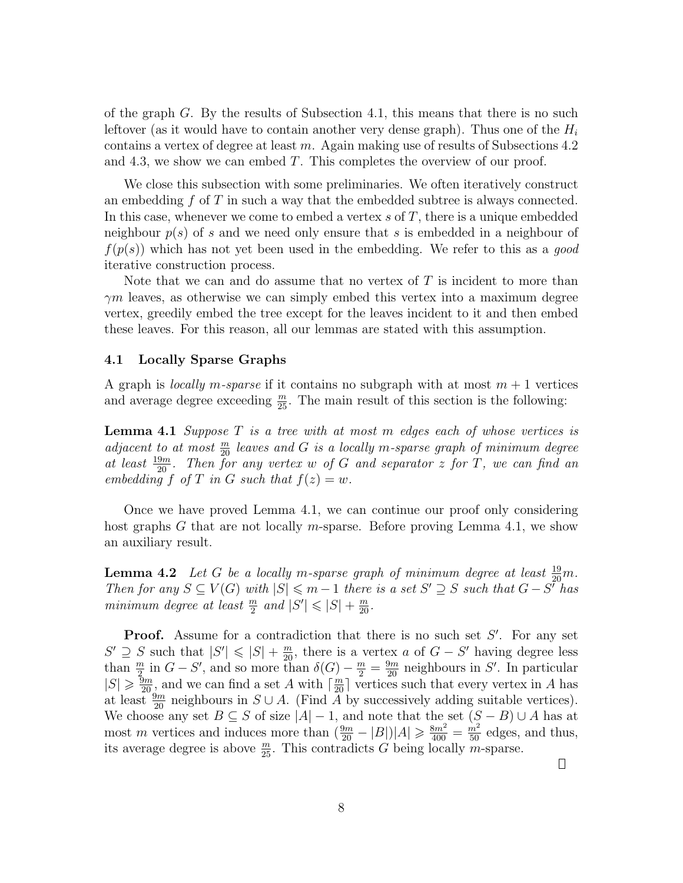of the graph $G$. By the results of Subsection 4.1, this means that there is no such leftover (as it would have to contain another very dense graph). Thus one of the $H_i$ contains a vertex of degree at least $m$. Again making use of results of Subsections 4.2 and 4.3, we show we can embed $T$. This completes the overview of our proof.

We close this subsection with some preliminaries. We often iteratively construct an embedding $f$ of $T$ in such a way that the embedded subtree is always connected. In this case, whenever we come to embed a vertex $s$ of $T$, there is a unique embedded neighbour $p(s)$ of $s$ and we need only ensure that $s$ is embedded in a neighbour of $f(p(s))$ which has not yet been used in the embedding. We refer to this as a *good* iterative construction process.

Note that we can and do assume that no vertex of $T$ is incident to more than $\gamma m$ leaves, as otherwise we can simply embed this vertex into a maximum degree vertex, greedily embed the tree except for the leaves incident to it and then embed these leaves. For this reason, all our lemmas are stated with this assumption.

### 4.1 Locally Sparse Graphs

A graph is *locally $m$-sparse* if it contains no subgraph with at most $m+1$ vertices and average degree exceeding $\frac{m}{25}$. The main result of this section is the following:

**Lemma 4.1** *Suppose $T$ is a tree with at most $m$ edges each of whose vertices is adjacent to at most $\frac{m}{20}$ leaves and $G$ is a locally $m$-sparse graph of minimum degree at least $\frac{19m}{20}$. Then for any vertex $w$ of $G$ and separator $z$ for $T$, we can find an embedding $f$ of $T$ in $G$ such that $f(z) = w$.*

Once we have proved Lemma 4.1, we can continue our proof only considering host graphs $G$ that are not locally $m$-sparse. Before proving Lemma 4.1, we show an auxiliary result.

**Lemma 4.2** *Let $G$ be a locally $m$-sparse graph of minimum degree at least $\frac{19}{20}m$. Then for any $S \subseteq V(G)$ with $|S| \leqslant m-1$ there is a set $S' \supseteq S$ such that $G - S'$ has minimum degree at least $\frac{m}{2}$ and $|S'| \leqslant |S| + \frac{m}{20}$.*

**Proof.** Assume for a contradiction that there is no such set $S'$. For any set $S' \supseteq S$ such that $|S'| \leqslant |S| + \frac{m}{20}$, there is a vertex $a$ of $G - S'$ having degree less than $\frac{m}{2}$ in $G - S'$, and so more than $\delta(G) - \frac{m}{2} = \frac{9m}{20}$ neighbours in $S'$. In particular $|S| \geqslant \frac{9m}{20}$, and we can find a set $A$ with $\lceil \frac{m}{20} \rceil$ vertices such that every vertex in $A$ has at least $\frac{9m}{20}$ neighbours in $S \cup A$. (Find $A$ by successively adding suitable vertices). We choose any set $B \subseteq S$ of size $|A| - 1$, and note that the set $(S - B) \cup A$ has at most $m$ vertices and induces more than $(\frac{9m}{20} - |B|)|A| \geqslant \frac{8m^2}{400} = \frac{m^2}{50}$ edges, and thus, its average degree is above $\frac{m}{25}$. This contradicts $G$ being locally $m$-sparse.

□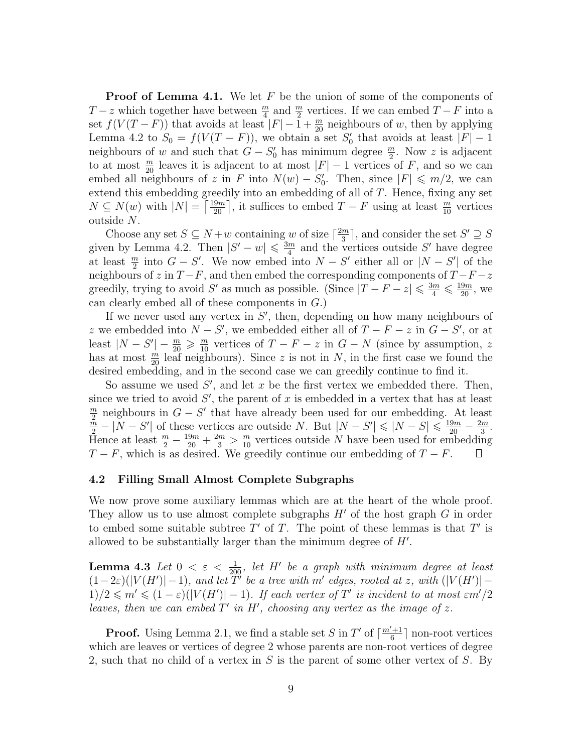**Proof of Lemma 4.1.** We let $F$ be the union of some of the components of $T-z$ which together have between $\frac{m}{4}$ and $\frac{m}{2}$ vertices. If we can embed $T-F$ into a set $f(V(T-F))$ that avoids at least $|F|-1+\frac{m}{20}$ neighbours of $w$, then by applying Lemma 4.2 to $S_0 = f(V(T-F))$, we obtain a set $S_0'$ that avoids at least $|F|-1$ neighbours of $w$ and such that $G-S_0'$ has minimum degree $\frac{m}{2}$. Now $z$ is adjacent to at most $\frac{m}{20}$ leaves it is adjacent to at most $|F|-1$ vertices of $F$, and so we can embed all neighbours of $z$ in $F$ into $N(w)-S_0'$. Then, since $|F| \leqslant m/2$, we can extend this embedding greedily into an embedding of all of $T$. Hence, fixing any set $N \subseteq N(w)$ with $|N| = \lceil \frac{19m}{20} \rceil$, it suffices to embed $T-F$ using at least $\frac{m}{10}$ vertices outside $N$.

Choose any set $S \subseteq N+w$ containing $w$ of size $\lceil \frac{2m}{3} \rceil$, and consider the set $S' \supseteq S$ given by Lemma 4.2. Then $|S'-w| \leqslant \frac{3m}{4}$ and the vertices outside $S'$ have degree at least $\frac{m}{2}$ into $G-S'$. We now embed into $N-S'$ either all or $|N-S'|$ of the neighbours of $z$ in $T-F$, and then embed the corresponding components of $T-F-z$ greedily, trying to avoid $S'$ as much as possible. (Since $|T-F-z| \leqslant \frac{3m}{4} \leqslant \frac{19m}{20}$, we can clearly embed all of these components in $G$.)

If we never used any vertex in $S'$, then, depending on how many neighbours of $z$ we embedded into $N-S'$, we embedded either all of $T-F-z$ in $G-S'$, or at least $|N-S'|-\frac{m}{20} \geqslant \frac{m}{10}$ vertices of $T-F-z$ in $G-N$ (since by assumption, $z$ has at most $\frac{m}{20}$ leaf neighbours). Since $z$ is not in $N$, in the first case we found the desired embedding, and in the second case we can greedily continue to find it.

So assume we used $S'$, and let $x$ be the first vertex we embedded there. Then, since we tried to avoid $S'$, the parent of $x$ is embedded in a vertex that has at least $\frac{m}{2}$ neighbours in $G-S'$ that have already been used for our embedding. At least $\frac{m}{2}-|N-S'|$ of these vertices are outside $N$. But $|N-S'| \leqslant |N-S| \leqslant \frac{19m}{20}-\frac{2m}{3}$. Hence at least $\frac{m}{2}-\frac{19m}{20}+\frac{2m}{3} > \frac{m}{10}$ vertices outside $N$ have been used for embedding $T-F$, which is as desired. We greedily continue our embedding of $T-F$. □

### 4.2 Filling Small Almost Complete Subgraphs

We now prove some auxiliary lemmas which are at the heart of the whole proof. They allow us to use almost complete subgraphs $H'$ of the host graph $G$ in order to embed some suitable subtree $T'$ of $T$. The point of these lemmas is that $T'$ is allowed to be substantially larger than the minimum degree of $H'$.

**Lemma 4.3** *Let $0 < \varepsilon < \frac{1}{200}$, let $H'$ be a graph with minimum degree at least $(1-2\varepsilon)(|V(H')|-1)$, and let $T'$ be a tree with $m'$ edges, rooted at $z$, with $(|V(H')|-1)/2 \leqslant m' \leqslant (1-\varepsilon)(|V(H')|-1)$. If each vertex of $T'$ is incident to at most $\varepsilon m'/2$ leaves, then we can embed $T'$ in $H'$, choosing any vertex as the image of $z$.*

**Proof.** Using Lemma 2.1, we find a stable set $S$ in $T'$ of $\lceil \frac{m'+1}{6} \rceil$ non-root vertices which are leaves or vertices of degree 2 whose parents are non-root vertices of degree 2, such that no child of a vertex in $S$ is the parent of some other vertex of $S$. By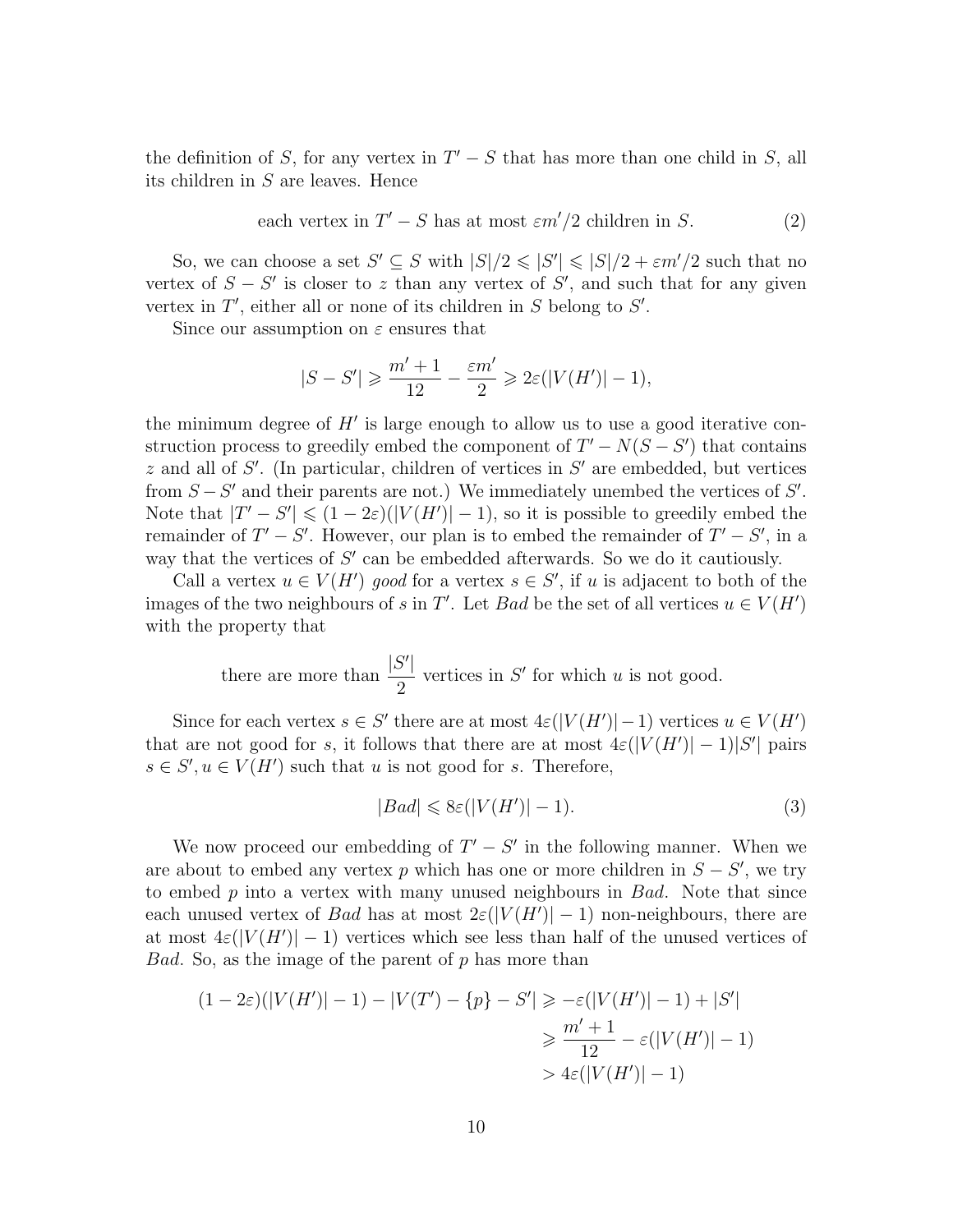the definition of $S$, for any vertex in $T' - S$ that has more than one child in $S$, all its children in $S$ are leaves. Hence

$$\text{each vertex in } T' - S \text{ has at most } \varepsilon m'/2 \text{ children in } S. \tag{2}$$

So, we can choose a set $S' \subseteq S$ with $|S|/2 \leqslant |S'| \leqslant |S|/2 + \varepsilon m'/2$ such that no vertex of $S - S'$ is closer to $z$ than any vertex of $S'$, and such that for any given vertex in $T'$, either all or none of its children in $S$ belong to $S'$.

Since our assumption on $\varepsilon$ ensures that

$$|S - S'| \geqslant \frac{m'+1}{12} - \frac{\varepsilon m'}{2} \geqslant 2\varepsilon(|V(H')| - 1),$$

the minimum degree of $H'$ is large enough to allow us to use a good iterative construction process to greedily embed the component of $T' - N(S - S')$ that contains $z$ and all of $S'$. (In particular, children of vertices in $S'$ are embedded, but vertices from $S - S'$ and their parents are not.) We immediately unembed the vertices of $S'$. Note that $|T' - S'| \leqslant (1 - 2\varepsilon)(|V(H')| - 1)$, so it is possible to greedily embed the remainder of $T' - S'$. However, our plan is to embed the remainder of $T' - S'$, in a way that the vertices of $S'$ can be embedded afterwards. So we do it cautiously.

Call a vertex $u \in V(H')$ *good* for a vertex $s \in S'$, if $u$ is adjacent to both of the images of the two neighbours of $s$ in $T'$. Let *Bad* be the set of all vertices $u \in V(H')$ with the property that

$$\text{there are more than } \frac{|S'|}{2} \text{ vertices in } S' \text{ for which } u \text{ is not good.}$$

Since for each vertex $s \in S'$ there are at most $4\varepsilon(|V(H')| - 1)$ vertices $u \in V(H')$ that are not good for $s$, it follows that there are at most $4\varepsilon(|V(H')| - 1)|S'|$ pairs $s \in S', u \in V(H')$ such that $u$ is not good for $s$. Therefore,

$$|Bad| \leqslant 8\varepsilon(|V(H')| - 1). \tag{3}$$

We now proceed our embedding of $T' - S'$ in the following manner. When we are about to embed any vertex $p$ which has one or more children in $S - S'$, we try to embed $p$ into a vertex with many unused neighbours in *Bad*. Note that since each unused vertex of *Bad* has at most $2\varepsilon(|V(H')| - 1)$ non-neighbours, there are at most $4\varepsilon(|V(H')| - 1)$ vertices which see less than half of the unused vertices of *Bad*. So, as the image of the parent of $p$ has more than

$$\begin{aligned}
(1 - 2\varepsilon)(|V(H')| - 1) - |V(T') - \{p\} - S'| &\geqslant -\varepsilon(|V(H')| - 1) + |S'| \\
&\geqslant \frac{m'+1}{12} - \varepsilon(|V(H')| - 1) \\
&> 4\varepsilon(|V(H')| - 1)
\end{aligned}$$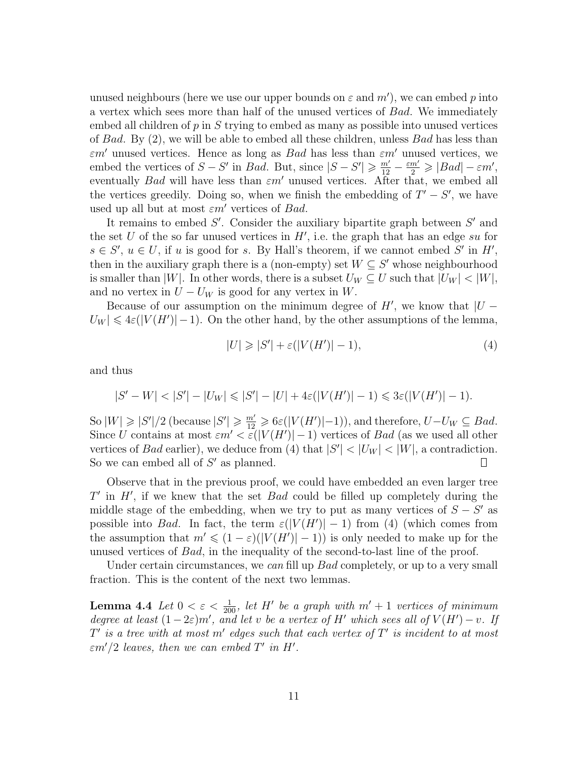unused neighbours (here we use our upper bounds on $\varepsilon$ and $m'$), we can embed $p$ into a vertex which sees more than half of the unused vertices of $Bad$. We immediately embed all children of $p$ in $S$ trying to embed as many as possible into unused vertices of $Bad$. By (2), we will be able to embed all these children, unless $Bad$ has less than $\varepsilon m'$ unused vertices. Hence as long as $Bad$ has less than $\varepsilon m'$ unused vertices, we embed the vertices of $S - S'$ in $Bad$. But, since $|S - S'| \geqslant \frac{m'}{12} - \frac{\varepsilon m'}{2} \geqslant |Bad| - \varepsilon m'$, eventually $Bad$ will have less than $\varepsilon m'$ unused vertices. After that, we embed all the vertices greedily. Doing so, when we finish the embedding of $T' - S'$, we have used up all but at most $\varepsilon m'$ vertices of $Bad$.

It remains to embed $S'$. Consider the auxiliary bipartite graph between $S'$ and the set $U$ of the so far unused vertices in $H'$, i.e. the graph that has an edge $su$ for $s \in S'$, $u \in U$, if $u$ is good for $s$. By Hall's theorem, if we cannot embed $S'$ in $H'$, then in the auxiliary graph there is a (non-empty) set $W \subseteq S'$ whose neighbourhood is smaller than $|W|$. In other words, there is a subset $U_W \subseteq U$ such that $|U_W| < |W|$, and no vertex in $U - U_W$ is good for any vertex in $W$.

Because of our assumption on the minimum degree of $H'$, we know that $|U - U_W| \leqslant 4\varepsilon(|V(H')| - 1)$. On the other hand, by the other assumptions of the lemma,

$$|U| \geqslant |S'| + \varepsilon(|V(H')| - 1), \tag{4}$$

and thus

$$|S' - W| < |S'| - |U_W| \leqslant |S'| - |U| + 4\varepsilon(|V(H')| - 1) \leqslant 3\varepsilon(|V(H')| - 1).$$

So $|W| \geqslant |S'|/2$ (because $|S'| \geqslant \frac{m'}{12} \geqslant 6\varepsilon(|V(H')|-1)$), and therefore, $U - U_W \subseteq Bad$. Since $U$ contains at most $\varepsilon m' < \varepsilon(|V(H')| - 1)$ vertices of $Bad$ (as we used all other vertices of $Bad$ earlier), we deduce from (4) that $|S'| < |U_W| < |W|$, a contradiction. So we can embed all of $S'$ as planned. □

Observe that in the previous proof, we could have embedded an even larger tree $T'$ in $H'$, if we knew that the set $Bad$ could be filled up completely during the middle stage of the embedding, when we try to put as many vertices of $S - S'$ as possible into $Bad$. In fact, the term $\varepsilon(|V(H')| - 1)$ from (4) (which comes from the assumption that $m' \leqslant (1 - \varepsilon)(|V(H')| - 1)$) is only needed to make up for the unused vertices of $Bad$, in the inequality of the second-to-last line of the proof.

Under certain circumstances, we *can* fill up $Bad$ completely, or up to a very small fraction. This is the content of the next two lemmas.

**Lemma 4.4** *Let $0 < \varepsilon < \frac{1}{200}$, let $H'$ be a graph with $m' + 1$ vertices of minimum degree at least $(1 - 2\varepsilon)m'$, and let $v$ be a vertex of $H'$ which sees all of $V(H') - v$. If $T'$ is a tree with at most $m'$ edges such that each vertex of $T'$ is incident to at most $\varepsilon m'/2$ leaves, then we can embed $T'$ in $H'$.*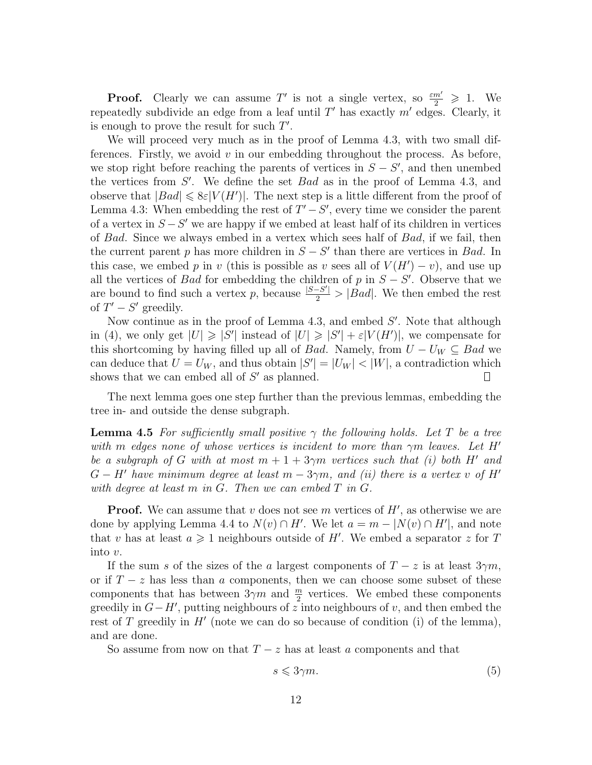**Proof.** Clearly we can assume $T'$ is not a single vertex, so $\frac{\varepsilon m'}{2} \geqslant 1$. We repeatedly subdivide an edge from a leaf until $T'$ has exactly $m'$ edges. Clearly, it is enough to prove the result for such $T'$.

We will proceed very much as in the proof of Lemma 4.3, with two small differences. Firstly, we avoid $v$ in our embedding throughout the process. As before, we stop right before reaching the parents of vertices in $S - S'$, and then unembed the vertices from $S'$. We define the set $Bad$ as in the proof of Lemma 4.3, and observe that $|Bad| \leqslant 8\varepsilon|V(H')|$. The next step is a little different from the proof of Lemma 4.3: When embedding the rest of $T' - S'$, every time we consider the parent of a vertex in $S - S'$ we are happy if we embed at least half of its children in vertices of $Bad$. Since we always embed in a vertex which sees half of $Bad$, if we fail, then the current parent $p$ has more children in $S - S'$ than there are vertices in $Bad$. In this case, we embed $p$ in $v$ (this is possible as $v$ sees all of $V(H') - v$), and use up all the vertices of $Bad$ for embedding the children of $p$ in $S - S'$. Observe that we are bound to find such a vertex $p$, because $\frac{|S-S'|}{2} > |Bad|$. We then embed the rest of $T' - S'$ greedily.

Now continue as in the proof of Lemma 4.3, and embed $S'$. Note that although in (4), we only get $|U| \geqslant |S'|$ instead of $|U| \geqslant |S'| + \varepsilon|V(H')|$, we compensate for this shortcoming by having filled up all of $Bad$. Namely, from $U - U_W \subseteq Bad$ we can deduce that $U = U_W$, and thus obtain $|S'| = |U_W| < |W|$, a contradiction which shows that we can embed all of $S'$ as planned. $\square$

The next lemma goes one step further than the previous lemmas, embedding the tree in- and outside the dense subgraph.

**Lemma 4.5** *For sufficiently small positive $\gamma$ the following holds. Let $T$ be a tree with $m$ edges none of whose vertices is incident to more than $\gamma m$ leaves. Let $H'$ be a subgraph of $G$ with at most $m + 1 + 3\gamma m$ vertices such that (i) both $H'$ and $G - H'$ have minimum degree at least $m - 3\gamma m$, and (ii) there is a vertex $v$ of $H'$ with degree at least $m$ in $G$. Then we can embed $T$ in $G$.*

**Proof.** We can assume that $v$ does not see $m$ vertices of $H'$, as otherwise we are done by applying Lemma 4.4 to $N(v) \cap H'$. We let $a = m - |N(v) \cap H'|$, and note that $v$ has at least $a \geqslant 1$ neighbours outside of $H'$. We embed a separator $z$ for $T$ into $v$.

If the sum $s$ of the sizes of the $a$ largest components of $T - z$ is at least $3\gamma m$, or if $T - z$ has less than $a$ components, then we can choose some subset of these components that has between $3\gamma m$ and $\frac{m}{2}$ vertices. We embed these components greedily in $G - H'$, putting neighbours of $z$ into neighbours of $v$, and then embed the rest of $T$ greedily in $H'$ (note we can do so because of condition (i) of the lemma), and are done.

So assume from now on that $T - z$ has at least $a$ components and that

$$s \leqslant 3\gamma m. \tag{5}$$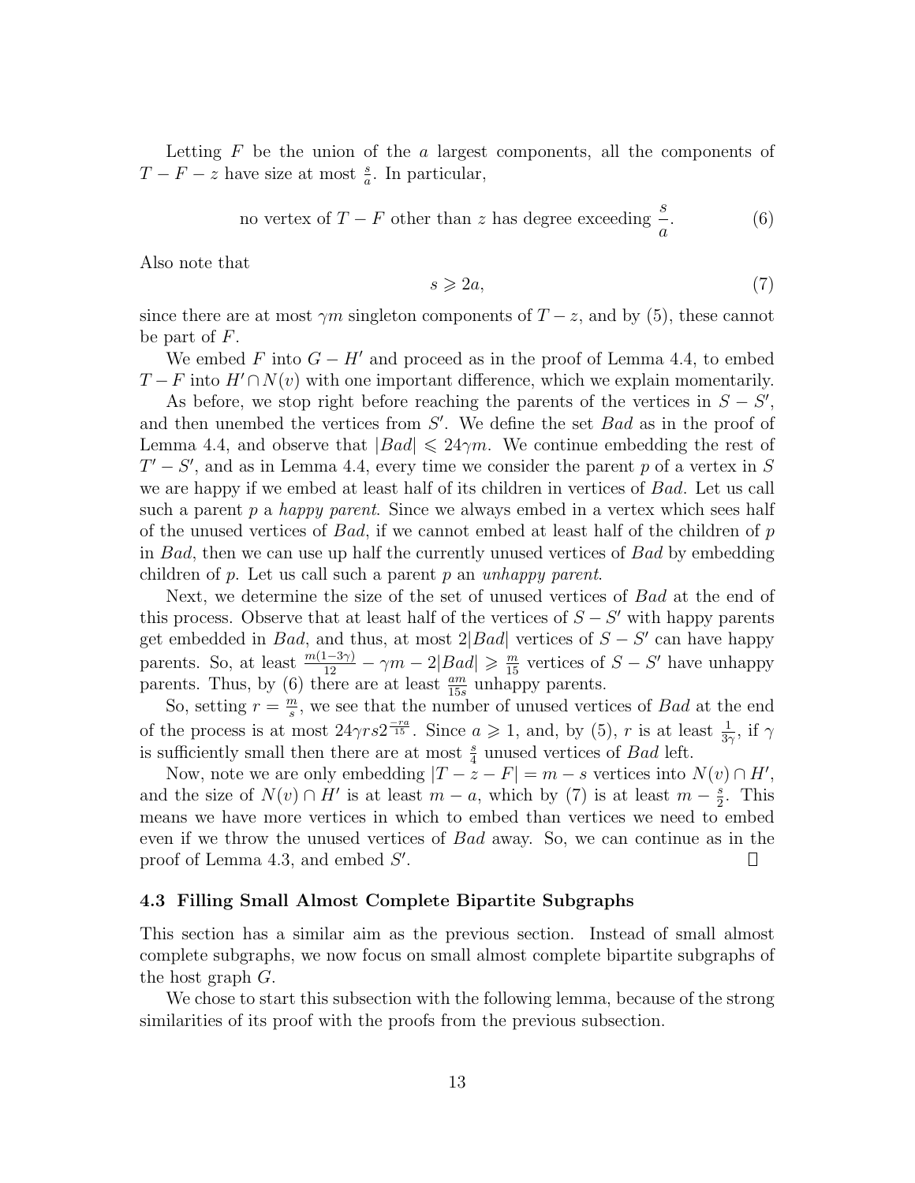Letting $F$ be the union of the $a$ largest components, all the components of $T - F - z$ have size at most $\frac{s}{a}$. In particular,

$$\text{no vertex of } T - F \text{ other than } z \text{ has degree exceeding } \frac{s}{a}. \tag{6}$$

Also note that

$$s \geqslant 2a, \tag{7}$$

since there are at most $\gamma m$ singleton components of $T - z$, and by (5), these cannot be part of $F$.

We embed $F$ into $G - H'$ and proceed as in the proof of Lemma 4.4, to embed $T - F$ into $H' \cap N(v)$ with one important difference, which we explain momentarily.

As before, we stop right before reaching the parents of the vertices in $S - S'$, and then unembed the vertices from $S'$. We define the set $Bad$ as in the proof of Lemma 4.4, and observe that $|Bad| \leqslant 24\gamma m$. We continue embedding the rest of $T' - S'$, and as in Lemma 4.4, every time we consider the parent $p$ of a vertex in $S$ we are happy if we embed at least half of its children in vertices of $Bad$. Let us call such a parent $p$ a *happy parent*. Since we always embed in a vertex which sees half of the unused vertices of $Bad$, if we cannot embed at least half of the children of $p$ in $Bad$, then we can use up half the currently unused vertices of $Bad$ by embedding children of $p$. Let us call such a parent $p$ an *unhappy parent*.

Next, we determine the size of the set of unused vertices of $Bad$ at the end of this process. Observe that at least half of the vertices of $S - S'$ with happy parents get embedded in $Bad$, and thus, at most $2|Bad|$ vertices of $S - S'$ can have happy parents. So, at least $\frac{m(1-3\gamma)}{12} - \gamma m - 2|Bad| \geqslant \frac{m}{15}$ vertices of $S - S'$ have unhappy parents. Thus, by (6) there are at least $\frac{am}{15s}$ unhappy parents.

So, setting $r = \frac{m}{s}$, we see that the number of unused vertices of $Bad$ at the end of the process is at most $24\gamma r s 2^{\frac{-ra}{15}}$. Since $a \geqslant 1$, and, by (5), $r$ is at least $\frac{1}{3\gamma}$, if $\gamma$ is sufficiently small then there are at most $\frac{s}{4}$ unused vertices of $Bad$ left.

Now, note we are only embedding $|T - z - F| = m - s$ vertices into $N(v) \cap H'$, and the size of $N(v) \cap H'$ is at least $m - a$, which by (7) is at least $m - \frac{s}{2}$. This means we have more vertices in which to embed than vertices we need to embed even if we throw the unused vertices of $Bad$ away. So, we can continue as in the proof of Lemma 4.3, and embed $S'$. $\square$

### 4.3 Filling Small Almost Complete Bipartite Subgraphs

This section has a similar aim as the previous section. Instead of small almost complete subgraphs, we now focus on small almost complete bipartite subgraphs of the host graph $G$.

We chose to start this subsection with the following lemma, because of the strong similarities of its proof with the proofs from the previous subsection.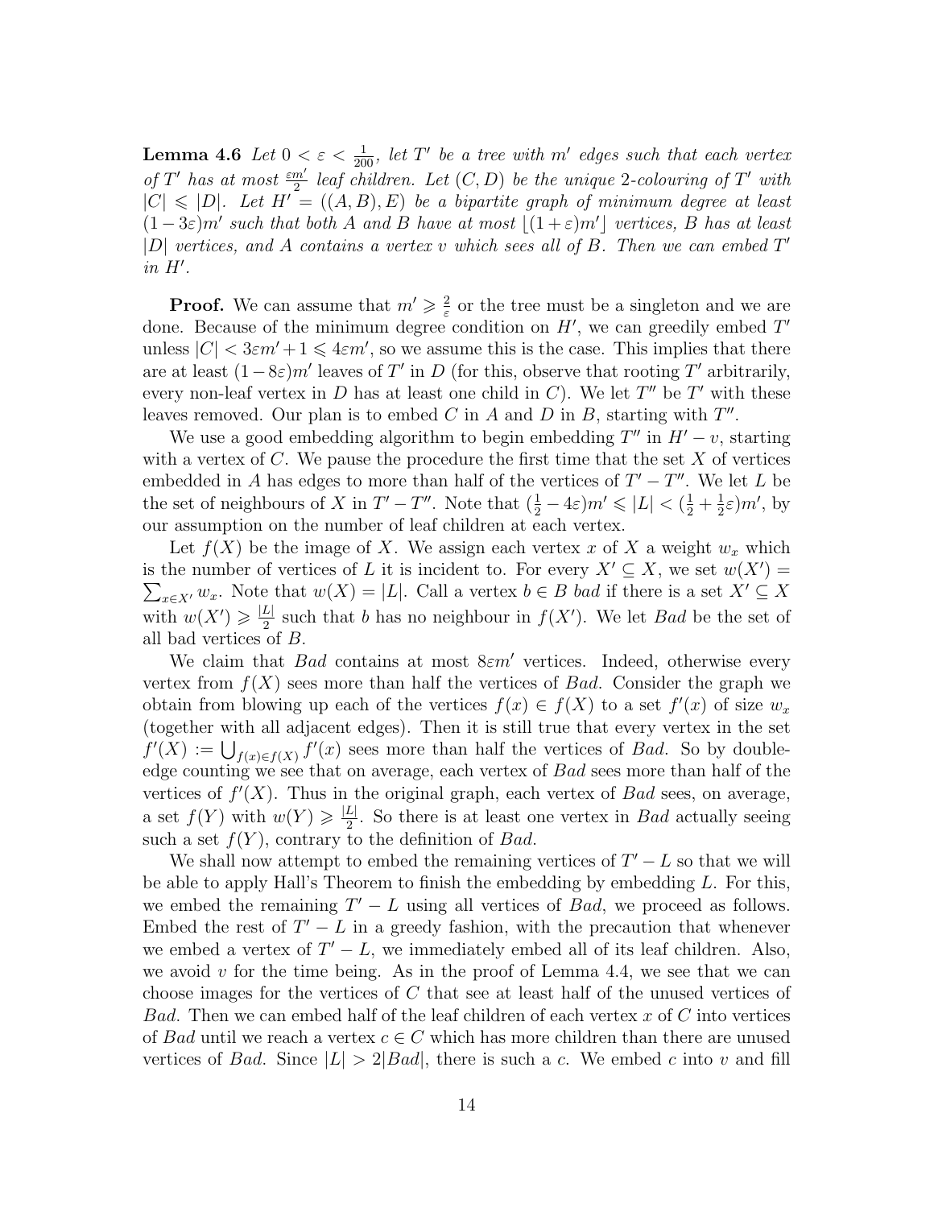**Lemma 4.6** *Let $0 < \varepsilon < \frac{1}{200}$, let $T'$ be a tree with $m'$ edges such that each vertex of $T'$ has at most $\frac{\varepsilon m'}{2}$ leaf children. Let $(C, D)$ be the unique 2-colouring of $T'$ with $|C| \leqslant |D|$. Let $H' = ((A, B), E)$ be a bipartite graph of minimum degree at least $(1-3\varepsilon)m'$ such that both $A$ and $B$ have at most $\lfloor (1+\varepsilon)m' \rfloor$ vertices, $B$ has at least $|D|$ vertices, and $A$ contains a vertex $v$ which sees all of $B$. Then we can embed $T'$ in $H'$.*

**Proof.** We can assume that $m' \geqslant \frac{2}{\varepsilon}$ or the tree must be a singleton and we are done. Because of the minimum degree condition on $H'$, we can greedily embed $T'$ unless $|C| < 3\varepsilon m' + 1 \leqslant 4\varepsilon m'$, so we assume this is the case. This implies that there are at least $(1-8\varepsilon)m'$ leaves of $T'$ in $D$ (for this, observe that rooting $T'$ arbitrarily, every non-leaf vertex in $D$ has at least one child in $C$). We let $T''$ be $T'$ with these leaves removed. Our plan is to embed $C$ in $A$ and $D$ in $B$, starting with $T''$.

We use a good embedding algorithm to begin embedding $T''$ in $H' - v$, starting with a vertex of $C$. We pause the procedure the first time that the set $X$ of vertices embedded in $A$ has edges to more than half of the vertices of $T' - T''$. We let $L$ be the set of neighbours of $X$ in $T' - T''$. Note that $(\frac{1}{2} - 4\varepsilon)m' \leqslant |L| < (\frac{1}{2} + \frac{1}{2}\varepsilon)m'$, by our assumption on the number of leaf children at each vertex.

Let $f(X)$ be the image of $X$. We assign each vertex $x$ of $X$ a weight $w_x$ which is the number of vertices of $L$ it is incident to. For every $X' \subseteq X$, we set $w(X') = \sum_{x \in X'} w_x$. Note that $w(X) = |L|$. Call a vertex $b \in B$ *bad* if there is a set $X' \subseteq X$ with $w(X') \geqslant \frac{|L|}{2}$ such that $b$ has no neighbour in $f(X')$. We let $Bad$ be the set of all bad vertices of $B$.

We claim that $Bad$ contains at most $8\varepsilon m'$ vertices. Indeed, otherwise every vertex from $f(X)$ sees more than half the vertices of $Bad$. Consider the graph we obtain from blowing up each of the vertices $f(x) \in f(X)$ to a set $f'(x)$ of size $w_x$ (together with all adjacent edges). Then it is still true that every vertex in the set $f'(X) := \bigcup_{f(x) \in f(X)} f'(x)$ sees more than half the vertices of $Bad$. So by double-edge counting we see that on average, each vertex of $Bad$ sees more than half of the vertices of $f'(X)$. Thus in the original graph, each vertex of $Bad$ sees, on average, a set $f(Y)$ with $w(Y) \geqslant \frac{|L|}{2}$. So there is at least one vertex in $Bad$ actually seeing such a set $f(Y)$, contrary to the definition of $Bad$.

We shall now attempt to embed the remaining vertices of $T' - L$ so that we will be able to apply Hall's Theorem to finish the embedding by embedding $L$. For this, we embed the remaining $T' - L$ using all vertices of $Bad$, we proceed as follows. Embed the rest of $T' - L$ in a greedy fashion, with the precaution that whenever we embed a vertex of $T' - L$, we immediately embed all of its leaf children. Also, we avoid $v$ for the time being. As in the proof of Lemma 4.4, we see that we can choose images for the vertices of $C$ that see at least half of the unused vertices of $Bad$. Then we can embed half of the leaf children of each vertex $x$ of $C$ into vertices of $Bad$ until we reach a vertex $c \in C$ which has more children than there are unused vertices of $Bad$. Since $|L| > 2|Bad|$, there is such a $c$. We embed $c$ into $v$ and fill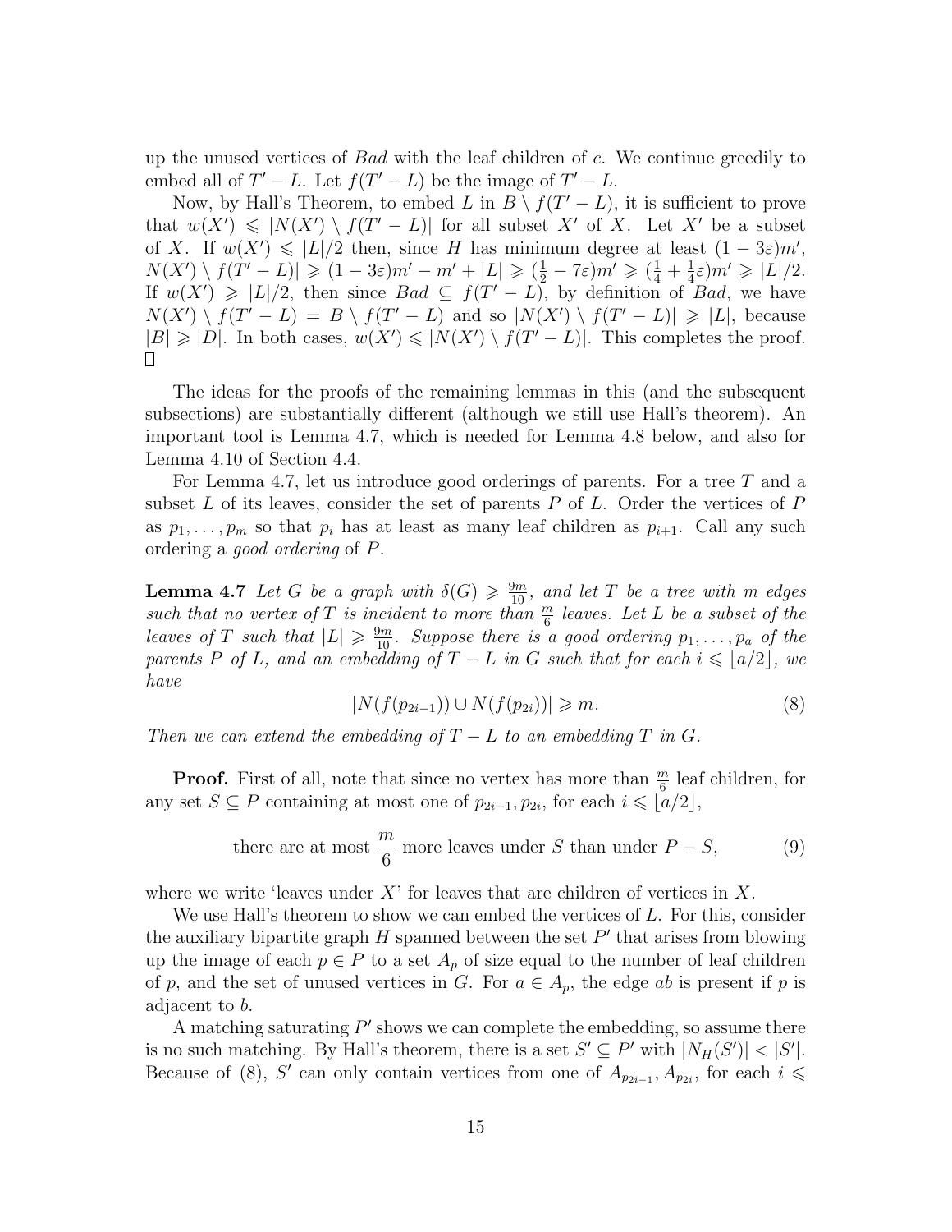up the unused vertices of $Bad$ with the leaf children of $c$. We continue greedily to embed all of $T' - L$. Let $f(T' - L)$ be the image of $T' - L$.

Now, by Hall's Theorem, to embed $L$ in $B \setminus f(T' - L)$, it is sufficient to prove that $w(X') \leqslant |N(X') \setminus f(T' - L)|$ for all subset $X'$ of $X$. Let $X'$ be a subset of $X$. If $w(X') \leqslant |L|/2$ then, since $H$ has minimum degree at least $(1 - 3\varepsilon)m'$, $N(X') \setminus f(T' - L)| \geqslant (1 - 3\varepsilon)m' - m' + |L| \geqslant (\frac{1}{2} - 7\varepsilon)m' \geqslant (\frac{1}{4} + \frac{1}{4}\varepsilon)m' \geqslant |L|/2$. If $w(X') \geqslant |L|/2$, then since $Bad \subseteq f(T' - L)$, by definition of $Bad$, we have $N(X') \setminus f(T' - L) = B \setminus f(T' - L)$ and so $|N(X') \setminus f(T' - L)| \geqslant |L|$, because $|B| \geqslant |D|$. In both cases, $w(X') \leqslant |N(X') \setminus f(T' - L)|$. This completes the proof. □

The ideas for the proofs of the remaining lemmas in this (and the subsequent subsections) are substantially different (although we still use Hall's theorem). An important tool is Lemma 4.7, which is needed for Lemma 4.8 below, and also for Lemma 4.10 of Section 4.4.

For Lemma 4.7, let us introduce good orderings of parents. For a tree $T$ and a subset $L$ of its leaves, consider the set of parents $P$ of $L$. Order the vertices of $P$ as $p_1, \ldots, p_m$ so that $p_i$ has at least as many leaf children as $p_{i+1}$. Call any such ordering a *good ordering* of $P$.

**Lemma 4.7** *Let $G$ be a graph with $\delta(G) \geqslant \frac{9m}{10}$, and let $T$ be a tree with $m$ edges such that no vertex of $T$ is incident to more than $\frac{m}{6}$ leaves. Let $L$ be a subset of the leaves of $T$ such that $|L| \geqslant \frac{9m}{10}$. Suppose there is a good ordering $p_1, \ldots, p_a$ of the parents $P$ of $L$, and an embedding of $T - L$ in $G$ such that for each $i \leqslant \lfloor a/2 \rfloor$, we have*

$$|N(f(p_{2i-1})) \cup N(f(p_{2i}))| \geqslant m. \tag{8}$$

*Then we can extend the embedding of $T - L$ to an embedding $T$ in $G$.*

**Proof.** First of all, note that since no vertex has more than $\frac{m}{6}$ leaf children, for any set $S \subseteq P$ containing at most one of $p_{2i-1}, p_{2i}$, for each $i \leqslant \lfloor a/2 \rfloor$,

$$\text{there are at most } \frac{m}{6} \text{ more leaves under } S \text{ than under } P - S, \tag{9}$$

where we write 'leaves under $X$' for leaves that are children of vertices in $X$.

We use Hall's theorem to show we can embed the vertices of $L$. For this, consider the auxiliary bipartite graph $H$ spanned between the set $P'$ that arises from blowing up the image of each $p \in P$ to a set $A_p$ of size equal to the number of leaf children of $p$, and the set of unused vertices in $G$. For $a \in A_p$, the edge $ab$ is present if $p$ is adjacent to $b$.

A matching saturating $P'$ shows we can complete the embedding, so assume there is no such matching. By Hall's theorem, there is a set $S' \subseteq P'$ with $|N_H(S')| < |S'|$. Because of (8), $S'$ can only contain vertices from one of $A_{p_{2i-1}}, A_{p_{2i}}$, for each $i \leqslant$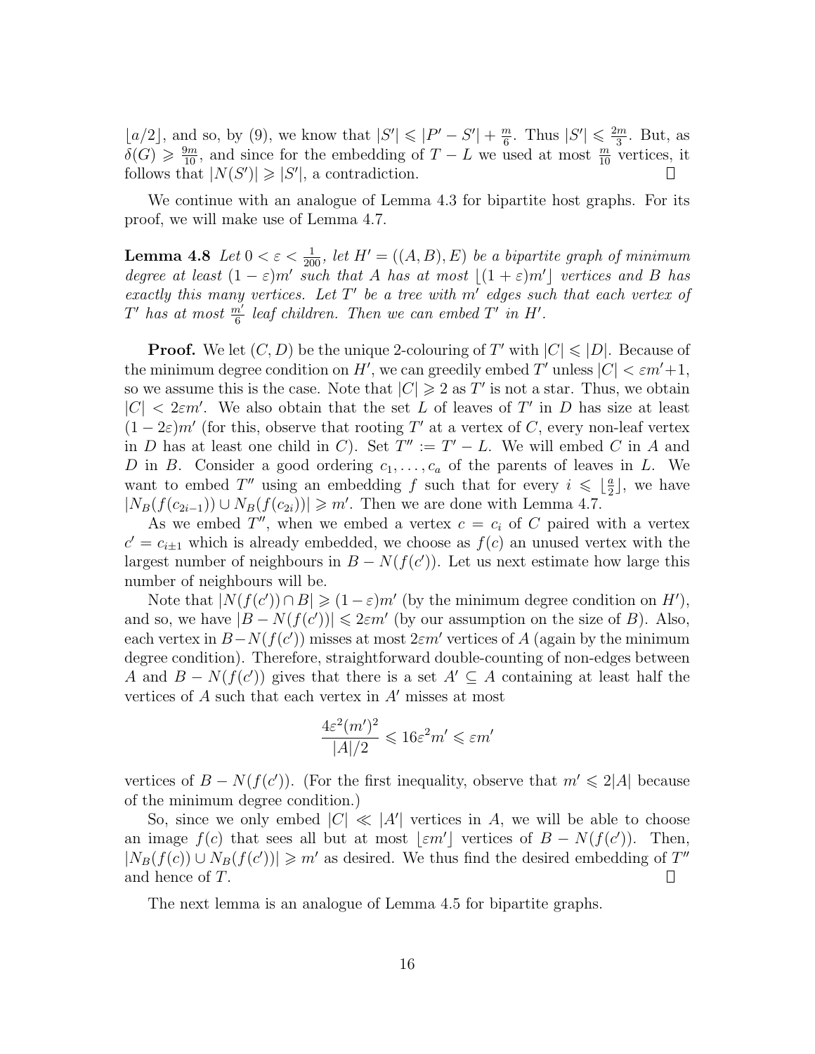$\lfloor a/2 \rfloor$, and so, by (9), we know that $|S'| \leqslant |P' - S'| + \frac{m}{6}$. Thus $|S'| \leqslant \frac{2m}{3}$. But, as $\delta(G) \geqslant \frac{9m}{10}$, and since for the embedding of $T - L$ we used at most $\frac{m}{10}$ vertices, it follows that $|N(S')| \geqslant |S'|$, a contradiction. □

We continue with an analogue of Lemma 4.3 for bipartite host graphs. For its proof, we will make use of Lemma 4.7.

**Lemma 4.8** *Let $0 < \varepsilon < \frac{1}{200}$, let $H' = ((A, B), E)$ be a bipartite graph of minimum degree at least $(1 - \varepsilon)m'$ such that $A$ has at most $\lfloor (1 + \varepsilon)m' \rfloor$ vertices and $B$ has exactly this many vertices. Let $T'$ be a tree with $m'$ edges such that each vertex of $T'$ has at most $\frac{m'}{6}$ leaf children. Then we can embed $T'$ in $H'$.*

**Proof.** We let $(C, D)$ be the unique 2-colouring of $T'$ with $|C| \leqslant |D|$. Because of the minimum degree condition on $H'$, we can greedily embed $T'$ unless $|C| < \varepsilon m' + 1$, so we assume this is the case. Note that $|C| \geqslant 2$ as $T'$ is not a star. Thus, we obtain $|C| < 2\varepsilon m'$. We also obtain that the set $L$ of leaves of $T'$ in $D$ has size at least $(1 - 2\varepsilon)m'$ (for this, observe that rooting $T'$ at a vertex of $C$, every non-leaf vertex in $D$ has at least one child in $C$). Set $T'' := T' - L$. We will embed $C$ in $A$ and $D$ in $B$. Consider a good ordering $c_1, \ldots, c_a$ of the parents of leaves in $L$. We want to embed $T''$ using an embedding $f$ such that for every $i \leqslant \lfloor \frac{a}{2} \rfloor$, we have $|N_B(f(c_{2i-1})) \cup N_B(f(c_{2i}))| \geqslant m'$. Then we are done with Lemma 4.7.

As we embed $T''$, when we embed a vertex $c = c_i$ of $C$ paired with a vertex $c' = c_{i \pm 1}$ which is already embedded, we choose as $f(c)$ an unused vertex with the largest number of neighbours in $B - N(f(c'))$. Let us next estimate how large this number of neighbours will be.

Note that $|N(f(c')) \cap B| \geqslant (1 - \varepsilon)m'$ (by the minimum degree condition on $H'$), and so, we have $|B - N(f(c'))| \leqslant 2\varepsilon m'$ (by our assumption on the size of $B$). Also, each vertex in $B - N(f(c'))$ misses at most $2\varepsilon m'$ vertices of $A$ (again by the minimum degree condition). Therefore, straightforward double-counting of non-edges between $A$ and $B - N(f(c'))$ gives that there is a set $A' \subseteq A$ containing at least half the vertices of $A$ such that each vertex in $A'$ misses at most

$$\frac{4\varepsilon^2 (m')^2}{|A|/2} \leqslant 16\varepsilon^2 m' \leqslant \varepsilon m'$$

vertices of $B - N(f(c'))$. (For the first inequality, observe that $m' \leqslant 2|A|$ because of the minimum degree condition.)

So, since we only embed $|C| \ll |A'|$ vertices in $A$, we will be able to choose an image $f(c)$ that sees all but at most $\lfloor \varepsilon m' \rfloor$ vertices of $B - N(f(c'))$. Then, $|N_B(f(c)) \cup N_B(f(c'))| \geqslant m'$ as desired. We thus find the desired embedding of $T''$ and hence of $T$. □

The next lemma is an analogue of Lemma 4.5 for bipartite graphs.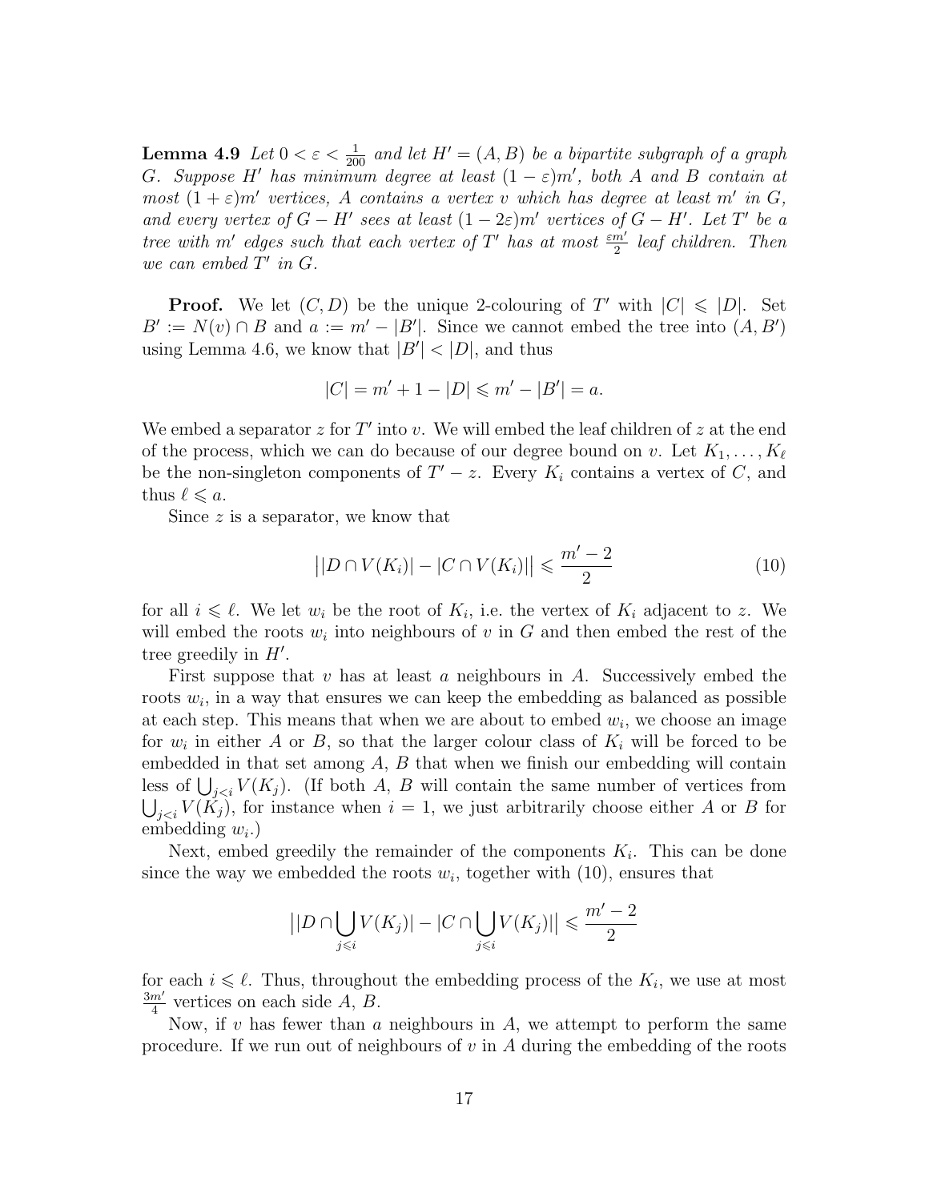**Lemma 4.9** *Let $0 < \varepsilon < \frac{1}{200}$ and let $H' = (A, B)$ be a bipartite subgraph of a graph $G$. Suppose $H'$ has minimum degree at least $(1-\varepsilon)m'$, both $A$ and $B$ contain at most $(1+\varepsilon)m'$ vertices, $A$ contains a vertex $v$ which has degree at least $m'$ in $G$, and every vertex of $G - H'$ sees at least $(1-2\varepsilon)m'$ vertices of $G - H'$. Let $T'$ be a tree with $m'$ edges such that each vertex of $T'$ has at most $\frac{\varepsilon m'}{2}$ leaf children. Then we can embed $T'$ in $G$.*

**Proof.** We let $(C, D)$ be the unique 2-colouring of $T'$ with $|C| \leqslant |D|$. Set $B' := N(v) \cap B$ and $a := m' - |B'|$. Since we cannot embed the tree into $(A, B')$ using Lemma 4.6, we know that $|B'| < |D|$, and thus

$$|C| = m' + 1 - |D| \leqslant m' - |B'| = a.$$

We embed a separator $z$ for $T'$ into $v$. We will embed the leaf children of $z$ at the end of the process, which we can do because of our degree bound on $v$. Let $K_1, \ldots, K_\ell$ be the non-singleton components of $T' - z$. Every $K_i$ contains a vertex of $C$, and thus $\ell \leqslant a$.

Since $z$ is a separator, we know that

$$\big||D \cap V(K_i)| - |C \cap V(K_i)|\big| \leqslant \frac{m'-2}{2} \tag{10}$$

for all $i \leqslant \ell$. We let $w_i$ be the root of $K_i$, i.e. the vertex of $K_i$ adjacent to $z$. We will embed the roots $w_i$ into neighbours of $v$ in $G$ and then embed the rest of the tree greedily in $H'$.

First suppose that $v$ has at least $a$ neighbours in $A$. Successively embed the roots $w_i$, in a way that ensures we can keep the embedding as balanced as possible at each step. This means that when we are about to embed $w_i$, we choose an image for $w_i$ in either $A$ or $B$, so that the larger colour class of $K_i$ will be forced to be embedded in that set among $A$, $B$ that when we finish our embedding will contain less of $\bigcup_{j<i} V(K_j)$. (If both $A$, $B$ will contain the same number of vertices from $\bigcup_{j<i} V(K_j)$, for instance when $i = 1$, we just arbitrarily choose either $A$ or $B$ for embedding $w_i$.)

Next, embed greedily the remainder of the components $K_i$. This can be done since the way we embedded the roots $w_i$, together with (10), ensures that

$$\big||D \cap \bigcup_{j \leqslant i} V(K_j)| - |C \cap \bigcup_{j \leqslant i} V(K_j)|\big| \leqslant \frac{m'-2}{2}$$

for each $i \leqslant \ell$. Thus, throughout the embedding process of the $K_i$, we use at most $\frac{3m'}{4}$ vertices on each side $A$, $B$.

Now, if $v$ has fewer than $a$ neighbours in $A$, we attempt to perform the same procedure. If we run out of neighbours of $v$ in $A$ during the embedding of the roots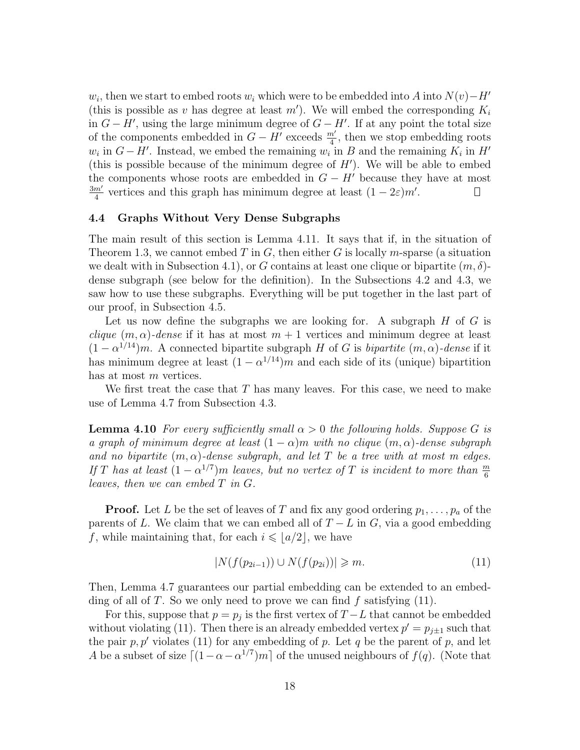$w_i$, then we start to embed roots $w_i$ which were to be embedded into $A$ into $N(v) - H'$ (this is possible as $v$ has degree at least $m'$). We will embed the corresponding $K_i$ in $G - H'$, using the large minimum degree of $G - H'$. If at any point the total size of the components embedded in $G - H'$ exceeds $\frac{m'}{4}$, then we stop embedding roots $w_i$ in $G - H'$. Instead, we embed the remaining $w_i$ in $B$ and the remaining $K_i$ in $H'$ (this is possible because of the minimum degree of $H'$). We will be able to embed the components whose roots are embedded in $G - H'$ because they have at most $\frac{3m'}{4}$ vertices and this graph has minimum degree at least $(1 - 2\varepsilon)m'$. □

### 4.4 Graphs Without Very Dense Subgraphs

The main result of this section is Lemma 4.11. It says that if, in the situation of Theorem 1.3, we cannot embed $T$ in $G$, then either $G$ is locally $m$-sparse (a situation we dealt with in Subsection 4.1), or $G$ contains at least one clique or bipartite $(m, \delta)$-dense subgraph (see below for the definition). In the Subsections 4.2 and 4.3, we saw how to use these subgraphs. Everything will be put together in the last part of our proof, in Subsection 4.5.

Let us now define the subgraphs we are looking for. A subgraph $H$ of $G$ is *clique* $(m, \alpha)$*-dense* if it has at most $m + 1$ vertices and minimum degree at least $(1 - \alpha^{1/14})m$. A connected bipartite subgraph $H$ of $G$ is *bipartite* $(m, \alpha)$*-dense* if it has minimum degree at least $(1 - \alpha^{1/14})m$ and each side of its (unique) bipartition has at most $m$ vertices.

We first treat the case that $T$ has many leaves. For this case, we need to make use of Lemma 4.7 from Subsection 4.3.

**Lemma 4.10** *For every sufficiently small $\alpha > 0$ the following holds. Suppose $G$ is a graph of minimum degree at least $(1 - \alpha)m$ with no clique $(m, \alpha)$-dense subgraph and no bipartite $(m, \alpha)$-dense subgraph, and let $T$ be a tree with at most $m$ edges. If $T$ has at least $(1 - \alpha^{1/7})m$ leaves, but no vertex of $T$ is incident to more than $\frac{m}{6}$ leaves, then we can embed $T$ in $G$.*

**Proof.** Let $L$ be the set of leaves of $T$ and fix any good ordering $p_1, \ldots, p_a$ of the parents of $L$. We claim that we can embed all of $T - L$ in $G$, via a good embedding $f$, while maintaining that, for each $i \leqslant \lfloor a/2 \rfloor$, we have

$$|N(f(p_{2i-1})) \cup N(f(p_{2i}))| \geqslant m. \tag{11}$$

Then, Lemma 4.7 guarantees our partial embedding can be extended to an embedding of all of $T$. So we only need to prove we can find $f$ satisfying (11).

For this, suppose that $p = p_j$ is the first vertex of $T - L$ that cannot be embedded without violating (11). Then there is an already embedded vertex $p' = p_{j\pm1}$ such that the pair $p, p'$ violates (11) for any embedding of $p$. Let $q$ be the parent of $p$, and let $A$ be a subset of size $\lceil (1 - \alpha - \alpha^{1/7})m \rceil$ of the unused neighbours of $f(q)$. (Note that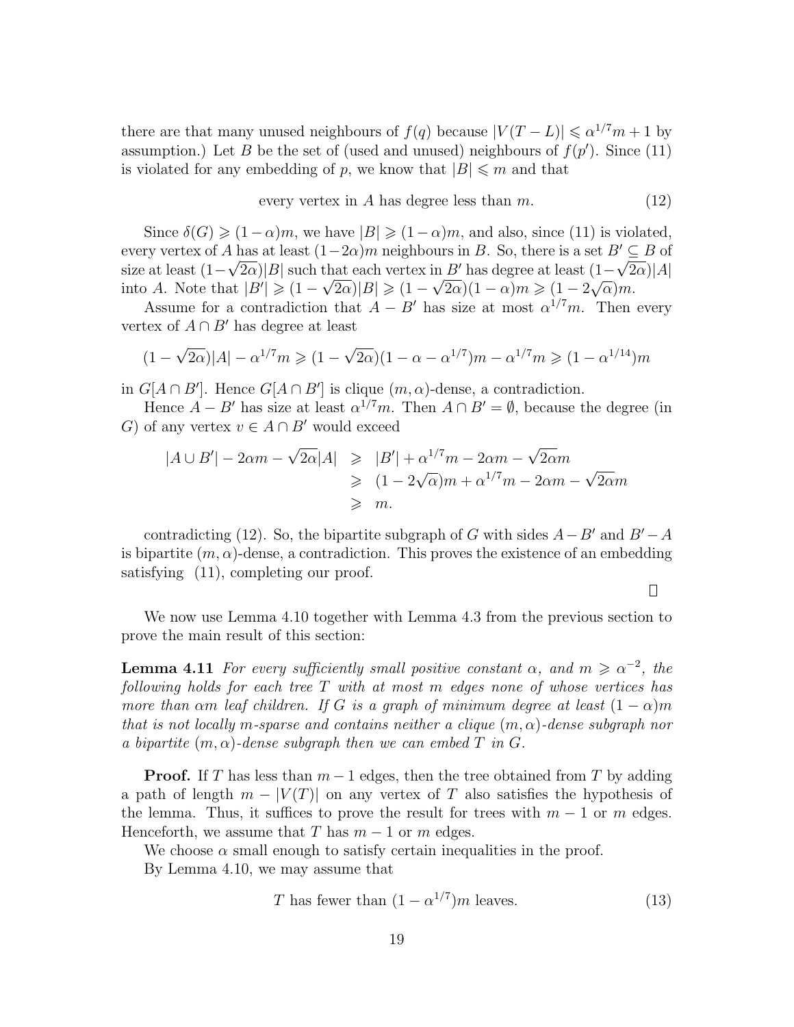there are that many unused neighbours of $f(q)$ because $|V(T-L)| \leqslant \alpha^{1/7}m + 1$ by assumption.) Let $B$ be the set of (used and unused) neighbours of $f(p')$. Since (11) is violated for any embedding of $p$, we know that $|B| \leqslant m$ and that

$$\text{every vertex in } A \text{ has degree less than } m. \tag{12}$$

Since $\delta(G) \geqslant (1-\alpha)m$, we have $|B| \geqslant (1-\alpha)m$, and also, since (11) is violated, every vertex of $A$ has at least $(1-2\alpha)m$ neighbours in $B$. So, there is a set $B' \subseteq B$ of size at least $(1-\sqrt{2\alpha})|B|$ such that each vertex in $B'$ has degree at least $(1-\sqrt{2\alpha})|A|$ into $A$. Note that $|B'| \geqslant (1-\sqrt{2\alpha})|B| \geqslant (1-\sqrt{2\alpha})(1-\alpha)m \geqslant (1-2\sqrt{\alpha})m$.

Assume for a contradiction that $A - B'$ has size at most $\alpha^{1/7}m$. Then every vertex of $A \cap B'$ has degree at least

$$(1-\sqrt{2\alpha})|A| - \alpha^{1/7}m \geqslant (1-\sqrt{2\alpha})(1-\alpha-\alpha^{1/7})m - \alpha^{1/7}m \geqslant (1-\alpha^{1/14})m$$

in $G[A \cap B']$. Hence $G[A \cap B']$ is clique $(m, \alpha)$-dense, a contradiction.

Hence $A - B'$ has size at least $\alpha^{1/7}m$. Then $A \cap B' = \emptyset$, because the degree (in $G$) of any vertex $v \in A \cap B'$ would exceed

$$\begin{aligned}
|A \cup B'| - 2\alpha m - \sqrt{2\alpha}|A| &\geqslant |B'| + \alpha^{1/7}m - 2\alpha m - \sqrt{2\alpha}m \\
&\geqslant (1-2\sqrt{\alpha})m + \alpha^{1/7}m - 2\alpha m - \sqrt{2\alpha}m \\
&\geqslant m.
\end{aligned}$$

contradicting (12). So, the bipartite subgraph of $G$ with sides $A - B'$ and $B' - A$ is bipartite $(m, \alpha)$-dense, a contradiction. This proves the existence of an embedding satisfying (11), completing our proof.

□

We now use Lemma 4.10 together with Lemma 4.3 from the previous section to prove the main result of this section:

**Lemma 4.11** *For every sufficiently small positive constant $\alpha$, and $m \geqslant \alpha^{-2}$, the following holds for each tree $T$ with at most $m$ edges none of whose vertices has more than $\alpha m$ leaf children. If $G$ is a graph of minimum degree at least $(1-\alpha)m$ that is not locally $m$-sparse and contains neither a clique $(m, \alpha)$-dense subgraph nor a bipartite $(m, \alpha)$-dense subgraph then we can embed $T$ in $G$.*

**Proof.** If $T$ has less than $m-1$ edges, then the tree obtained from $T$ by adding a path of length $m - |V(T)|$ on any vertex of $T$ also satisfies the hypothesis of the lemma. Thus, it suffices to prove the result for trees with $m-1$ or $m$ edges. Henceforth, we assume that $T$ has $m-1$ or $m$ edges.

We choose $\alpha$ small enough to satisfy certain inequalities in the proof.

By Lemma 4.10, we may assume that

$$T \text{ has fewer than } (1-\alpha^{1/7})m \text{ leaves.} \tag{13}$$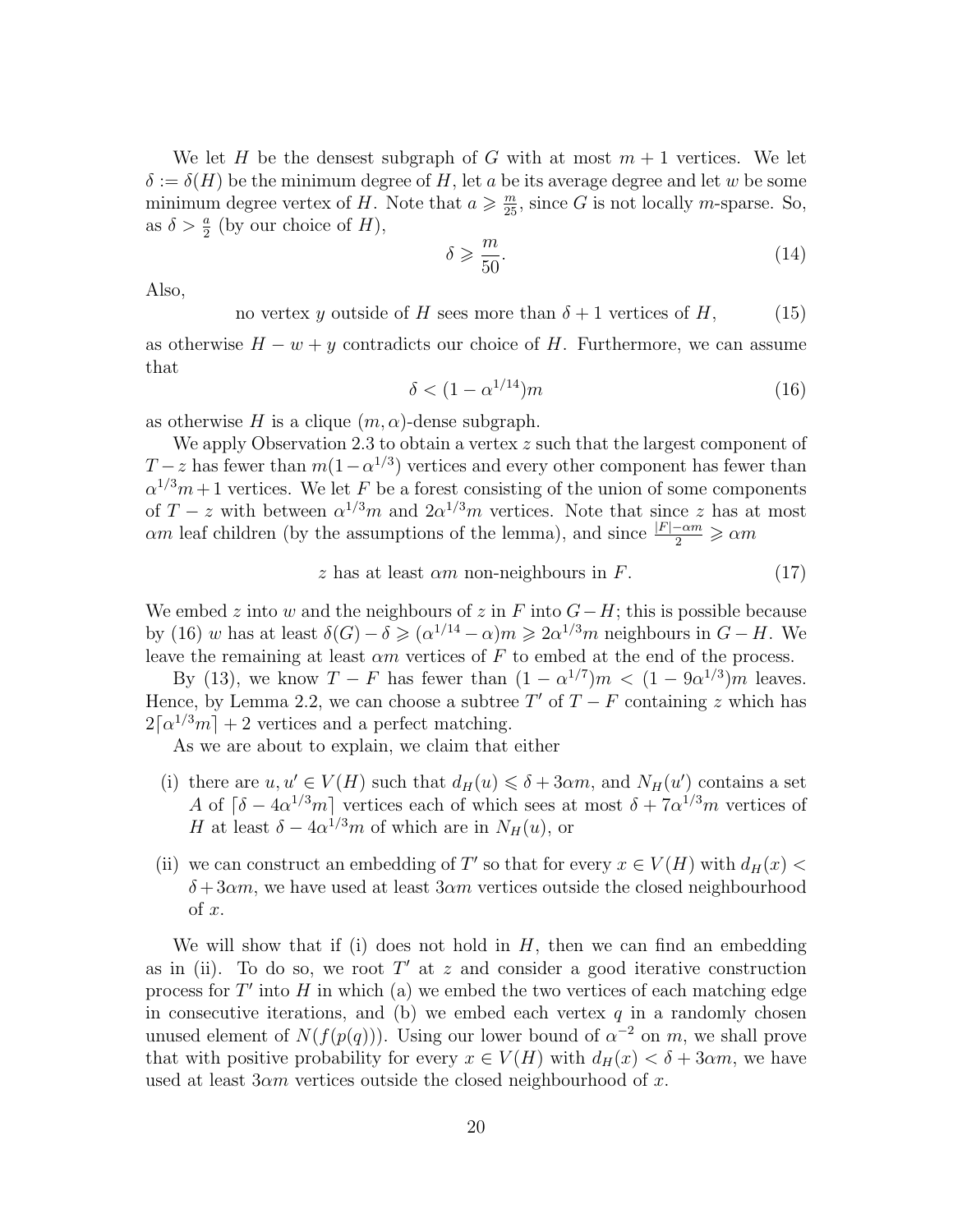We let $H$ be the densest subgraph of $G$ with at most $m+1$ vertices. We let $\delta := \delta(H)$ be the minimum degree of $H$, let $a$ be its average degree and let $w$ be some minimum degree vertex of $H$. Note that $a \geqslant \frac{m}{25}$, since $G$ is not locally $m$-sparse. So, as $\delta > \frac{a}{2}$ (by our choice of $H$),

$$\delta \geqslant \frac{m}{50}. \tag{14}$$

Also,

$$\text{no vertex } y \text{ outside of } H \text{ sees more than } \delta + 1 \text{ vertices of } H, \tag{15}$$

as otherwise $H - w + y$ contradicts our choice of $H$. Furthermore, we can assume that

$$\delta < (1 - \alpha^{1/14})m \tag{16}$$

as otherwise $H$ is a clique $(m, \alpha)$-dense subgraph.

We apply Observation 2.3 to obtain a vertex $z$ such that the largest component of $T - z$ has fewer than $m(1-\alpha^{1/3})$ vertices and every other component has fewer than $\alpha^{1/3}m + 1$ vertices. We let $F$ be a forest consisting of the union of some components of $T - z$ with between $\alpha^{1/3}m$ and $2\alpha^{1/3}m$ vertices. Note that since $z$ has at most $\alpha m$ leaf children (by the assumptions of the lemma), and since $\frac{|F| - \alpha m}{2} \geqslant \alpha m$

$$z \text{ has at least } \alpha m \text{ non-neighbours in } F. \tag{17}$$

We embed $z$ into $w$ and the neighbours of $z$ in $F$ into $G - H$; this is possible because by (16) $w$ has at least $\delta(G) - \delta \geqslant (\alpha^{1/14} - \alpha)m \geqslant 2\alpha^{1/3}m$ neighbours in $G - H$. We leave the remaining at least $\alpha m$ vertices of $F$ to embed at the end of the process.

By (13), we know $T - F$ has fewer than $(1 - \alpha^{1/7})m < (1 - 9\alpha^{1/3})m$ leaves. Hence, by Lemma 2.2, we can choose a subtree $T'$ of $T - F$ containing $z$ which has $2\lceil \alpha^{1/3}m \rceil + 2$ vertices and a perfect matching.

As we are about to explain, we claim that either

(i) there are $u, u' \in V(H)$ such that $d_H(u) \leqslant \delta + 3\alpha m$, and $N_H(u')$ contains a set $A$ of $\lceil \delta - 4\alpha^{1/3}m \rceil$ vertices each of which sees at most $\delta + 7\alpha^{1/3}m$ vertices of $H$ at least $\delta - 4\alpha^{1/3}m$ of which are in $N_H(u)$, or

(ii) we can construct an embedding of $T'$ so that for every $x \in V(H)$ with $d_H(x) < \delta + 3\alpha m$, we have used at least $3\alpha m$ vertices outside the closed neighbourhood of $x$.

We will show that if (i) does not hold in $H$, then we can find an embedding as in (ii). To do so, we root $T'$ at $z$ and consider a good iterative construction process for $T'$ into $H$ in which (a) we embed the two vertices of each matching edge in consecutive iterations, and (b) we embed each vertex $q$ in a randomly chosen unused element of $N(f(p(q)))$. Using our lower bound of $\alpha^{-2}$ on $m$, we shall prove that with positive probability for every $x \in V(H)$ with $d_H(x) < \delta + 3\alpha m$, we have used at least $3\alpha m$ vertices outside the closed neighbourhood of $x$.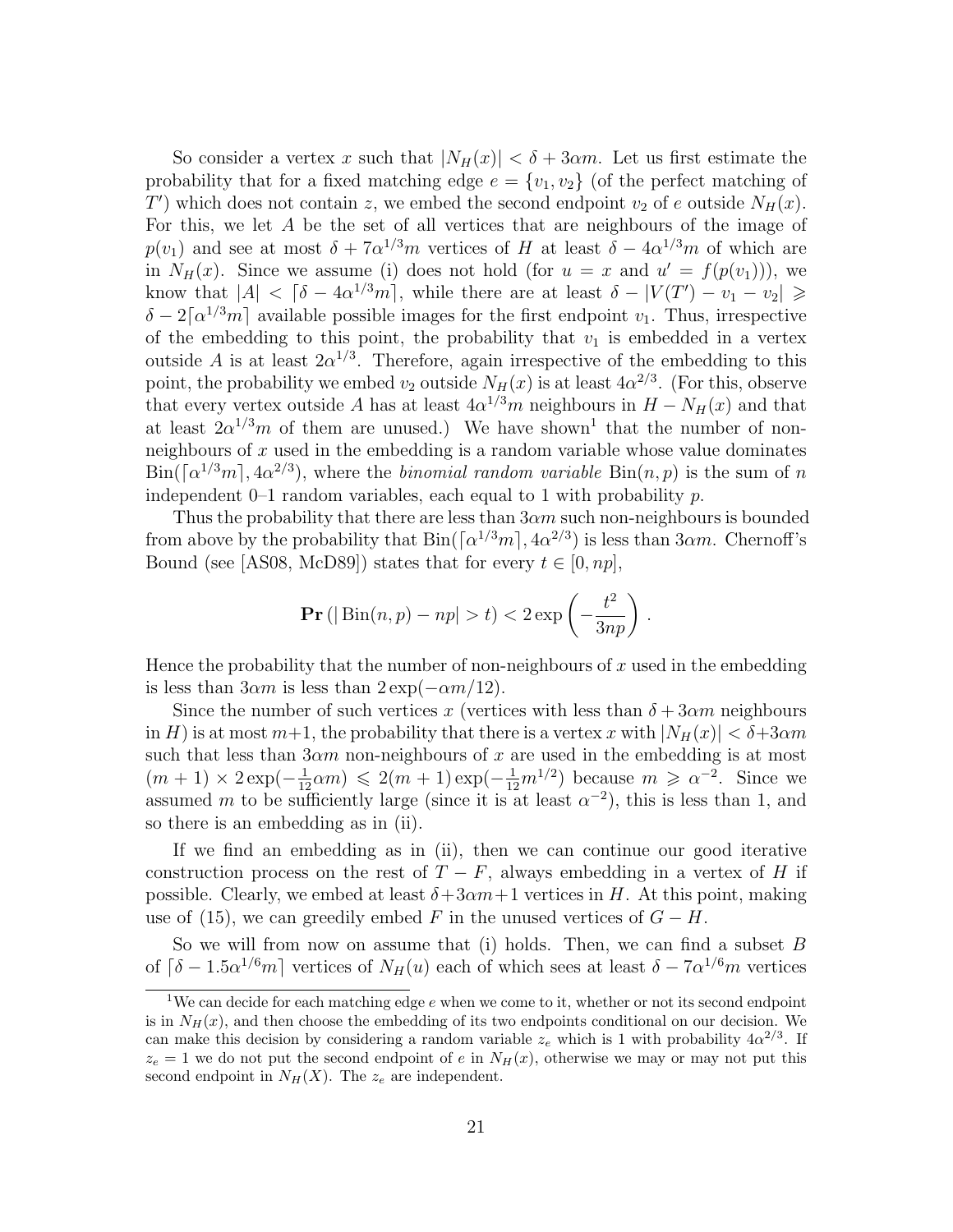So consider a vertex $x$ such that $|N_H(x)| < \delta + 3\alpha m$. Let us first estimate the probability that for a fixed matching edge $e = \{v_1, v_2\}$ (of the perfect matching of $T'$) which does not contain $z$, we embed the second endpoint $v_2$ of $e$ outside $N_H(x)$. For this, we let $A$ be the set of all vertices that are neighbours of the image of $p(v_1)$ and see at most $\delta + 7\alpha^{1/3}m$ vertices of $H$ at least $\delta - 4\alpha^{1/3}m$ of which are in $N_H(x)$. Since we assume (i) does not hold (for $u = x$ and $u' = f(p(v_1))$), we know that $|A| < \lceil \delta - 4\alpha^{1/3}m \rceil$, while there are at least $\delta - |V(T') - v_1 - v_2| \geqslant \delta - 2\lceil \alpha^{1/3}m \rceil$ available possible images for the first endpoint $v_1$. Thus, irrespective of the embedding to this point, the probability that $v_1$ is embedded in a vertex outside $A$ is at least $2\alpha^{1/3}$. Therefore, again irrespective of the embedding to this point, the probability we embed $v_2$ outside $N_H(x)$ is at least $4\alpha^{2/3}$. (For this, observe that every vertex outside $A$ has at least $4\alpha^{1/3}m$ neighbours in $H - N_H(x)$ and that at least $2\alpha^{1/3}m$ of them are unused.) We have shown[1] that the number of non-neighbours of $x$ used in the embedding is a random variable whose value dominates $\mathrm{Bin}(\lceil \alpha^{1/3}m \rceil, 4\alpha^{2/3})$, where the *binomial random variable* $\mathrm{Bin}(n, p)$ is the sum of $n$ independent 0–1 random variables, each equal to 1 with probability $p$.

Thus the probability that there are less than $3\alpha m$ such non-neighbours is bounded from above by the probability that $\mathrm{Bin}(\lceil \alpha^{1/3}m \rceil, 4\alpha^{2/3})$ is less than $3\alpha m$. Chernoff's Bound (see [AS08, McD89]) states that for every $t \in [0, np]$,

$$\mathbf{Pr}\left(|\,\mathrm{Bin}(n,p) - np| > t\right) < 2\exp\left(-\frac{t^2}{3np}\right).$$

Hence the probability that the number of non-neighbours of $x$ used in the embedding is less than $3\alpha m$ is less than $2\exp(-\alpha m/12)$.

Since the number of such vertices $x$ (vertices with less than $\delta + 3\alpha m$ neighbours in $H$) is at most $m+1$, the probability that there is a vertex $x$ with $|N_H(x)| < \delta + 3\alpha m$ such that less than $3\alpha m$ non-neighbours of $x$ are used in the embedding is at most $(m+1) \times 2\exp(-\frac{1}{12}\alpha m) \leqslant 2(m+1)\exp(-\frac{1}{12}m^{1/2})$ because $m \geqslant \alpha^{-2}$. Since we assumed $m$ to be sufficiently large (since it is at least $\alpha^{-2}$), this is less than 1, and so there is an embedding as in (ii).

If we find an embedding as in (ii), then we can continue our good iterative construction process on the rest of $T - F$, always embedding in a vertex of $H$ if possible. Clearly, we embed at least $\delta + 3\alpha m + 1$ vertices in $H$. At this point, making use of (15), we can greedily embed $F$ in the unused vertices of $G - H$.

So we will from now on assume that (i) holds. Then, we can find a subset $B$ of $\lceil \delta - 1.5\alpha^{1/6}m \rceil$ vertices of $N_H(u)$ each of which sees at least $\delta - 7\alpha^{1/6}m$ vertices

[1] We can decide for each matching edge $e$ when we come to it, whether or not its second endpoint is in $N_H(x)$, and then choose the embedding of its two endpoints conditional on our decision. We can make this decision by considering a random variable $z_e$ which is 1 with probability $4\alpha^{2/3}$. If $z_e = 1$ we do not put the second endpoint of $e$ in $N_H(x)$, otherwise we may or may not put this second endpoint in $N_H(X)$. The $z_e$ are independent.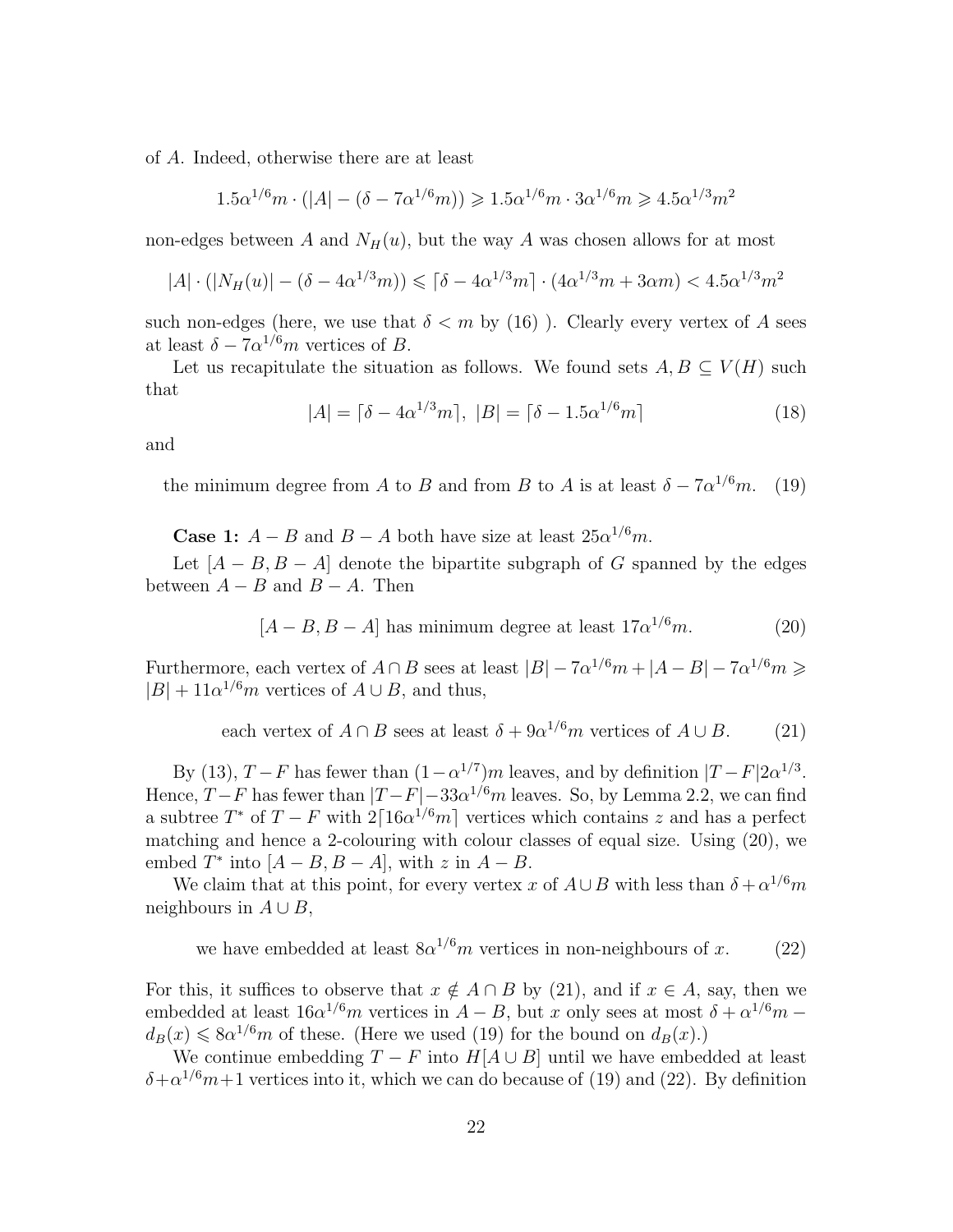of $A$. Indeed, otherwise there are at least

$$1.5\alpha^{1/6}m \cdot (|A| - (\delta - 7\alpha^{1/6}m)) \geqslant 1.5\alpha^{1/6}m \cdot 3\alpha^{1/6}m \geqslant 4.5\alpha^{1/3}m^2$$

non-edges between $A$ and $N_H(u)$, but the way $A$ was chosen allows for at most

$$|A| \cdot (|N_H(u)| - (\delta - 4\alpha^{1/3}m)) \leqslant \lceil \delta - 4\alpha^{1/3}m \rceil \cdot (4\alpha^{1/3}m + 3\alpha m) < 4.5\alpha^{1/3}m^2$$

such non-edges (here, we use that $\delta < m$ by (16) ). Clearly every vertex of $A$ sees at least $\delta - 7\alpha^{1/6}m$ vertices of $B$.

Let us recapitulate the situation as follows. We found sets $A, B \subseteq V(H)$ such that

$$|A| = \lceil \delta - 4\alpha^{1/3}m \rceil,\ |B| = \lceil \delta - 1.5\alpha^{1/6}m \rceil \tag{18}$$

and

$$\text{the minimum degree from } A \text{ to } B \text{ and from } B \text{ to } A \text{ is at least } \delta - 7\alpha^{1/6}m. \tag{19}$$

**Case 1:** $A - B$ and $B - A$ both have size at least $25\alpha^{1/6}m$.

Let $[A - B, B - A]$ denote the bipartite subgraph of $G$ spanned by the edges between $A - B$ and $B - A$. Then

$$[A - B, B - A] \text{ has minimum degree at least } 17\alpha^{1/6}m. \tag{20}$$

Furthermore, each vertex of $A \cap B$ sees at least $|B| - 7\alpha^{1/6}m + |A - B| - 7\alpha^{1/6}m \geqslant |B| + 11\alpha^{1/6}m$ vertices of $A \cup B$, and thus,

$$\text{each vertex of } A \cap B \text{ sees at least } \delta + 9\alpha^{1/6}m \text{ vertices of } A \cup B. \tag{21}$$

By (13), $T - F$ has fewer than $(1 - \alpha^{1/7})m$ leaves, and by definition $|T - F| 2\alpha^{1/3}$. Hence, $T - F$ has fewer than $|T - F| - 33\alpha^{1/6}m$ leaves. So, by Lemma 2.2, we can find a subtree $T^*$ of $T - F$ with $2\lceil 16\alpha^{1/6}m \rceil$ vertices which contains $z$ and has a perfect matching and hence a 2-colouring with colour classes of equal size. Using (20), we embed $T^*$ into $[A - B, B - A]$, with $z$ in $A - B$.

We claim that at this point, for every vertex $x$ of $A \cup B$ with less than $\delta + \alpha^{1/6}m$ neighbours in $A \cup B$,

$$\text{we have embedded at least } 8\alpha^{1/6}m \text{ vertices in non-neighbours of } x. \tag{22}$$

For this, it suffices to observe that $x \notin A \cap B$ by (21), and if $x \in A$, say, then we embedded at least $16\alpha^{1/6}m$ vertices in $A - B$, but $x$ only sees at most $\delta + \alpha^{1/6}m - d_B(x) \leqslant 8\alpha^{1/6}m$ of these. (Here we used (19) for the bound on $d_B(x)$.)

We continue embedding $T - F$ into $H[A \cup B]$ until we have embedded at least $\delta + \alpha^{1/6}m + 1$ vertices into it, which we can do because of (19) and (22). By definition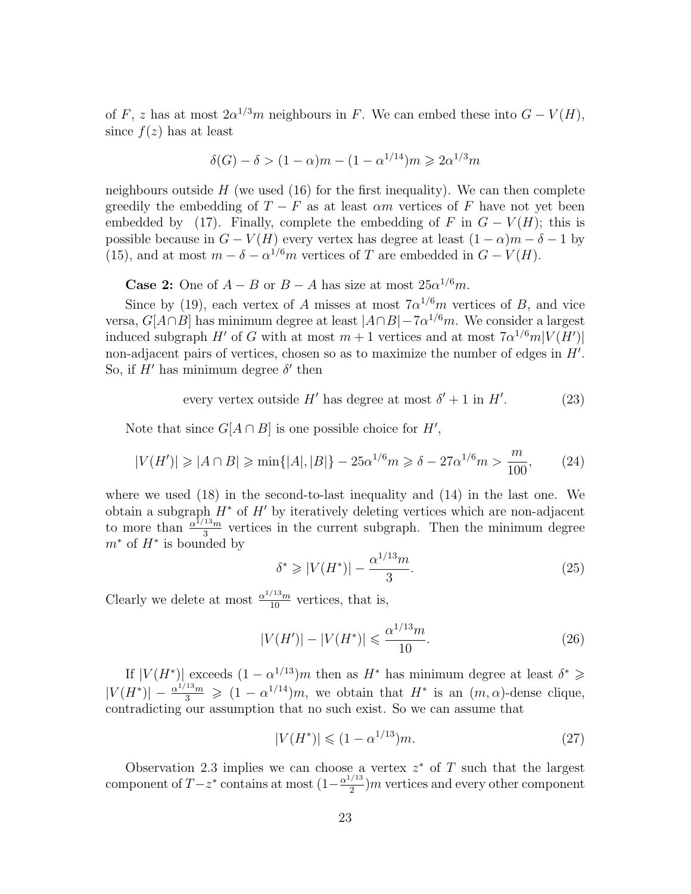of $F$, $z$ has at most $2\alpha^{1/3}m$ neighbours in $F$. We can embed these into $G - V(H)$, since $f(z)$ has at least

$$\delta(G) - \delta > (1-\alpha)m - (1-\alpha^{1/14})m \geqslant 2\alpha^{1/3}m$$

neighbours outside $H$ (we used (16) for the first inequality). We can then complete greedily the embedding of $T - F$ as at least $\alpha m$ vertices of $F$ have not yet been embedded by (17). Finally, complete the embedding of $F$ in $G - V(H)$; this is possible because in $G - V(H)$ every vertex has degree at least $(1-\alpha)m - \delta - 1$ by (15), and at most $m - \delta - \alpha^{1/6}m$ vertices of $T$ are embedded in $G - V(H)$.

**Case 2:** One of $A - B$ or $B - A$ has size at most $25\alpha^{1/6}m$.

Since by (19), each vertex of $A$ misses at most $7\alpha^{1/6}m$ vertices of $B$, and vice versa, $G[A\cap B]$ has minimum degree at least $|A\cap B| - 7\alpha^{1/6}m$. We consider a largest induced subgraph $H'$ of $G$ with at most $m+1$ vertices and at most $7\alpha^{1/6}m|V(H')|$ non-adjacent pairs of vertices, chosen so as to maximize the number of edges in $H'$. So, if $H'$ has minimum degree $\delta'$ then

$$\text{every vertex outside } H' \text{ has degree at most } \delta' + 1 \text{ in } H'. \tag{23}$$

Note that since $G[A\cap B]$ is one possible choice for $H'$,

$$|V(H')| \geqslant |A \cap B| \geqslant \min\{|A|,|B|\} - 25\alpha^{1/6}m \geqslant \delta - 27\alpha^{1/6}m > \frac{m}{100}, \tag{24}$$

where we used (18) in the second-to-last inequality and (14) in the last one. We obtain a subgraph $H^*$ of $H'$ by iteratively deleting vertices which are non-adjacent to more than $\frac{\alpha^{1/13}m}{3}$ vertices in the current subgraph. Then the minimum degree $m^*$ of $H^*$ is bounded by

$$\delta^* \geqslant |V(H^*)| - \frac{\alpha^{1/13}m}{3}. \tag{25}$$

Clearly we delete at most $\frac{\alpha^{1/13}m}{10}$ vertices, that is,

$$|V(H')| - |V(H^*)| \leqslant \frac{\alpha^{1/13}m}{10}. \tag{26}$$

If $|V(H^*)|$ exceeds $(1-\alpha^{1/13})m$ then as $H^*$ has minimum degree at least $\delta^* \geqslant |V(H^*)| - \frac{\alpha^{1/13}m}{3} \geqslant (1-\alpha^{1/14})m$, we obtain that $H^*$ is an $(m,\alpha)$-dense clique, contradicting our assumption that no such exist. So we can assume that

$$|V(H^*)| \leqslant (1-\alpha^{1/13})m. \tag{27}$$

Observation 2.3 implies we can choose a vertex $z^*$ of $T$ such that the largest component of $T - z^*$ contains at most $(1-\frac{\alpha^{1/13}}{2})m$ vertices and every other component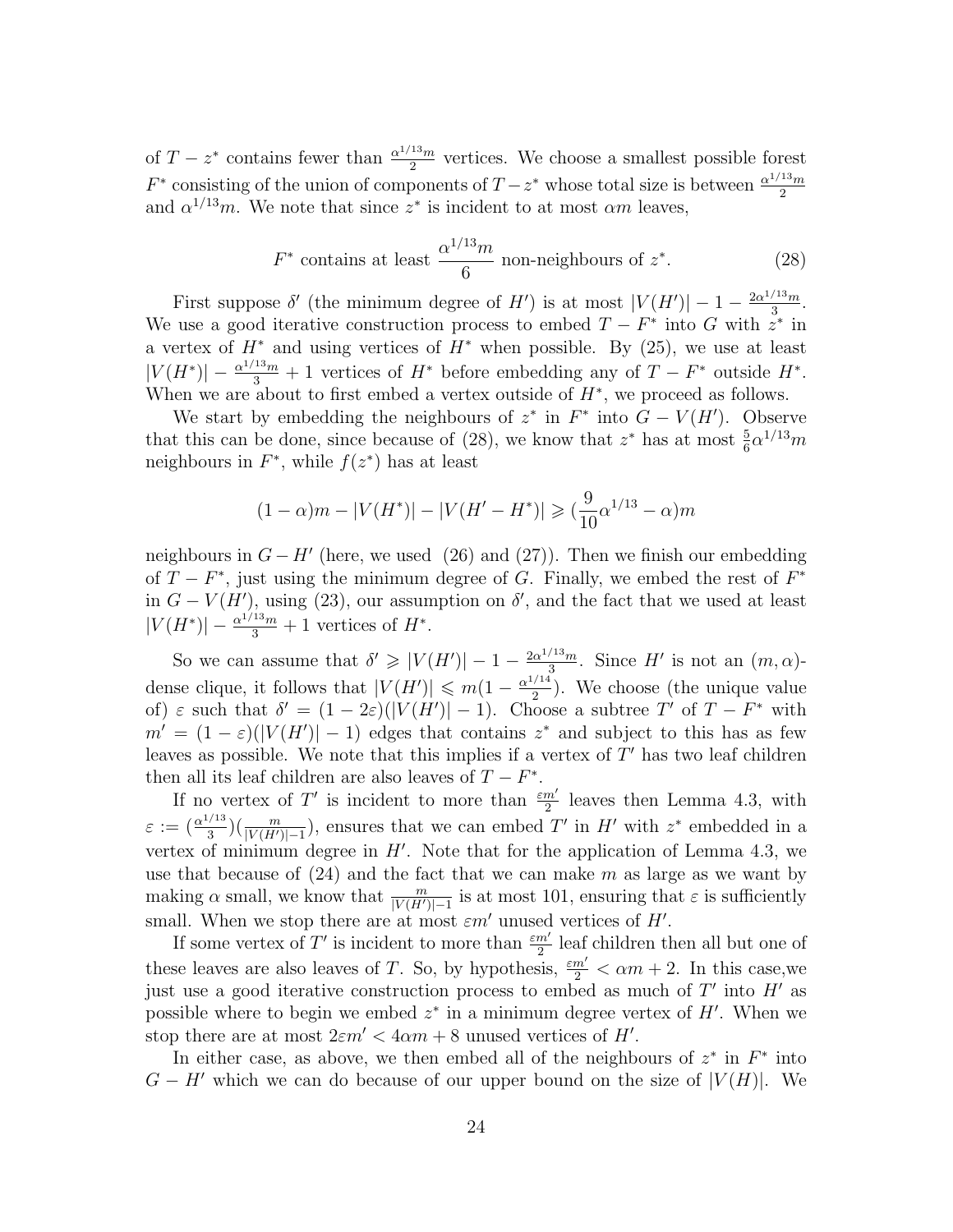of $T - z^*$ contains fewer than $\frac{\alpha^{1/13}m}{2}$ vertices. We choose a smallest possible forest $F^*$ consisting of the union of components of $T - z^*$ whose total size is between $\frac{\alpha^{1/13}m}{2}$ and $\alpha^{1/13}m$. We note that since $z^*$ is incident to at most $\alpha m$ leaves,

$$F^* \text{ contains at least } \frac{\alpha^{1/13}m}{6} \text{ non-neighbours of } z^*. \tag{28}$$

First suppose $\delta'$ (the minimum degree of $H'$) is at most $|V(H')| - 1 - \frac{2\alpha^{1/13}m}{3}$. We use a good iterative construction process to embed $T - F^*$ into $G$ with $z^*$ in a vertex of $H^*$ and using vertices of $H^*$ when possible. By (25), we use at least $|V(H^*)| - \frac{\alpha^{1/13}m}{3} + 1$ vertices of $H^*$ before embedding any of $T - F^*$ outside $H^*$. When we are about to first embed a vertex outside of $H^*$, we proceed as follows.

We start by embedding the neighbours of $z^*$ in $F^*$ into $G - V(H')$. Observe that this can be done, since because of (28), we know that $z^*$ has at most $\frac{5}{6}\alpha^{1/13}m$ neighbours in $F^*$, while $f(z^*)$ has at least

$$(1 - \alpha)m - |V(H^*)| - |V(H' - H^*)| \geqslant (\frac{9}{10}\alpha^{1/13} - \alpha)m$$

neighbours in $G - H'$ (here, we used (26) and (27)). Then we finish our embedding of $T - F^*$, just using the minimum degree of $G$. Finally, we embed the rest of $F^*$ in $G - V(H')$, using (23), our assumption on $\delta'$, and the fact that we used at least $|V(H^*)| - \frac{\alpha^{1/13}m}{3} + 1$ vertices of $H^*$.

So we can assume that $\delta' \geqslant |V(H')| - 1 - \frac{2\alpha^{1/13}m}{3}$. Since $H'$ is not an $(m, \alpha)$-dense clique, it follows that $|V(H')| \leqslant m(1 - \frac{\alpha^{1/14}}{2})$. We choose (the unique value of) $\varepsilon$ such that $\delta' = (1 - 2\varepsilon)(|V(H')| - 1)$. Choose a subtree $T'$ of $T - F^*$ with $m' = (1 - \varepsilon)(|V(H')| - 1)$ edges that contains $z^*$ and subject to this has as few leaves as possible. We note that this implies if a vertex of $T'$ has two leaf children then all its leaf children are also leaves of $T - F^*$.

If no vertex of $T'$ is incident to more than $\frac{\varepsilon m'}{2}$ leaves then Lemma 4.3, with $\varepsilon := (\frac{\alpha^{1/13}}{3})(\frac{m}{|V(H')|-1})$, ensures that we can embed $T'$ in $H'$ with $z^*$ embedded in a vertex of minimum degree in $H'$. Note that for the application of Lemma 4.3, we use that because of (24) and the fact that we can make $m$ as large as we want by making $\alpha$ small, we know that $\frac{m}{|V(H')|-1}$ is at most 101, ensuring that $\varepsilon$ is sufficiently small. When we stop there are at most $\varepsilon m'$ unused vertices of $H'$.

If some vertex of $T'$ is incident to more than $\frac{\varepsilon m'}{2}$ leaf children then all but one of these leaves are also leaves of $T$. So, by hypothesis, $\frac{\varepsilon m'}{2} < \alpha m + 2$. In this case,we just use a good iterative construction process to embed as much of $T'$ into $H'$ as possible where to begin we embed $z^*$ in a minimum degree vertex of $H'$. When we stop there are at most $2\varepsilon m' < 4\alpha m + 8$ unused vertices of $H'$.

In either case, as above, we then embed all of the neighbours of $z^*$ in $F^*$ into $G - H'$ which we can do because of our upper bound on the size of $|V(H)|$. We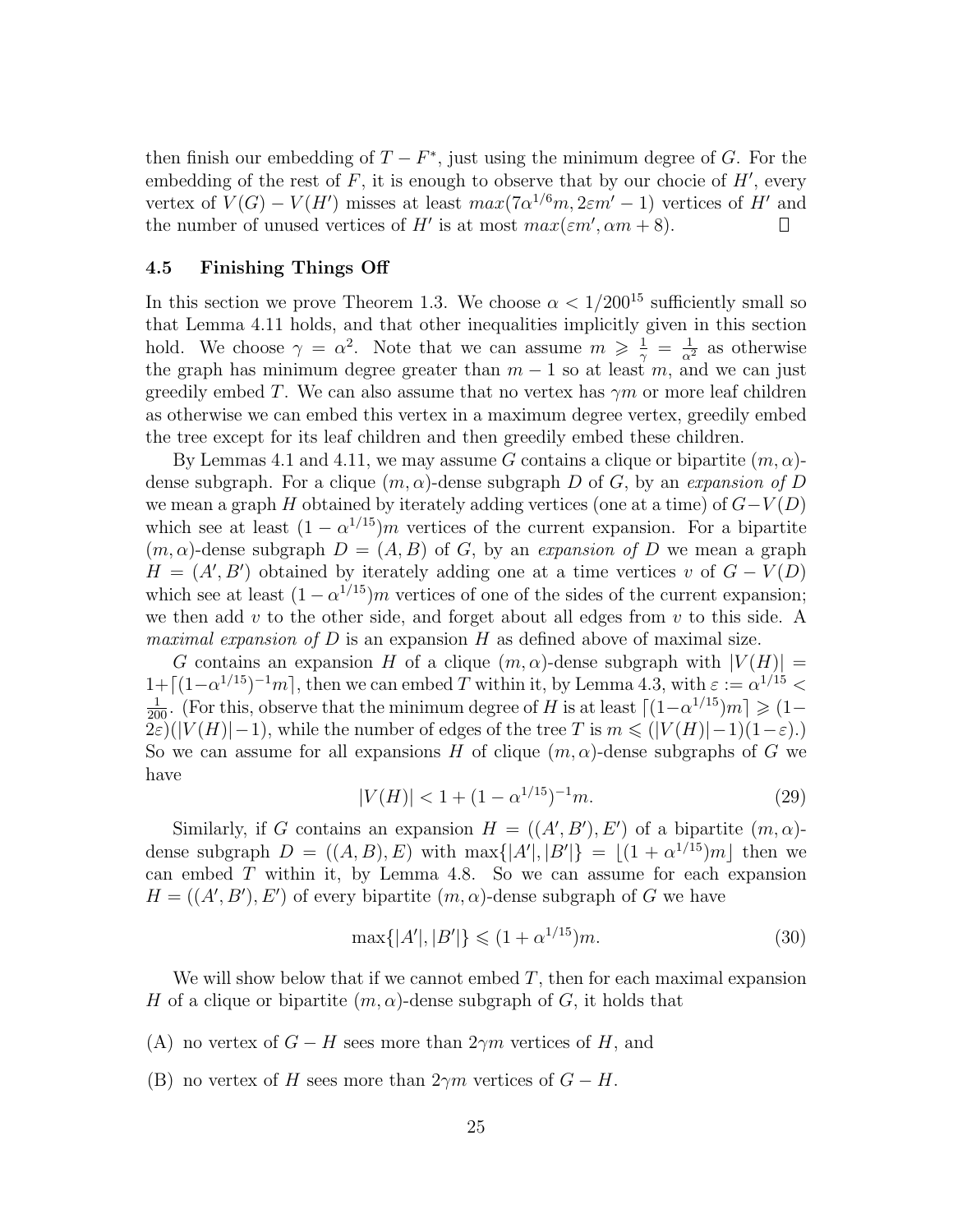then finish our embedding of $T - F^*$, just using the minimum degree of $G$. For the embedding of the rest of $F$, it is enough to observe that by our chocie of $H'$, every vertex of $V(G) - V(H')$ misses at least $max(7\alpha^{1/6}m, 2\varepsilon m' - 1)$ vertices of $H'$ and the number of unused vertices of $H'$ is at most $max(\varepsilon m', \alpha m + 8)$. □

### 4.5 Finishing Things Off

In this section we prove Theorem 1.3. We choose $\alpha < 1/200^{15}$ sufficiently small so that Lemma 4.11 holds, and that other inequalities implicitly given in this section hold. We choose $\gamma = \alpha^2$. Note that we can assume $m \geqslant \frac{1}{\gamma} = \frac{1}{\alpha^2}$ as otherwise the graph has minimum degree greater than $m - 1$ so at least $m$, and we can just greedily embed $T$. We can also assume that no vertex has $\gamma m$ or more leaf children as otherwise we can embed this vertex in a maximum degree vertex, greedily embed the tree except for its leaf children and then greedily embed these children.

By Lemmas 4.1 and 4.11, we may assume $G$ contains a clique or bipartite $(m, \alpha)$-dense subgraph. For a clique $(m, \alpha)$-dense subgraph $D$ of $G$, by an *expansion of $D$* we mean a graph $H$ obtained by iterately adding vertices (one at a time) of $G - V(D)$ which see at least $(1 - \alpha^{1/15})m$ vertices of the current expansion. For a bipartite $(m, \alpha)$-dense subgraph $D = (A, B)$ of $G$, by an *expansion of $D$* we mean a graph $H = (A', B')$ obtained by iterately adding one at a time vertices $v$ of $G - V(D)$ which see at least $(1 - \alpha^{1/15})m$ vertices of one of the sides of the current expansion; we then add $v$ to the other side, and forget about all edges from $v$ to this side. A *maximal expansion of $D$* is an expansion $H$ as defined above of maximal size.

$G$ contains an expansion $H$ of a clique $(m, \alpha)$-dense subgraph with $|V(H)| = 1 + \lceil (1 - \alpha^{1/15})^{-1} m \rceil$, then we can embed $T$ within it, by Lemma 4.3, with $\varepsilon := \alpha^{1/15} < \frac{1}{200}$. (For this, observe that the minimum degree of $H$ is at least $\lceil (1 - \alpha^{1/15})m \rceil \geqslant (1 - 2\varepsilon)(|V(H)| - 1)$, while the number of edges of the tree $T$ is $m \leqslant (|V(H)| - 1)(1 - \varepsilon)$.) So we can assume for all expansions $H$ of clique $(m, \alpha)$-dense subgraphs of $G$ we have

$$|V(H)| < 1 + (1 - \alpha^{1/15})^{-1} m. \tag{29}$$

Similarly, if $G$ contains an expansion $H = ((A', B'), E')$ of a bipartite $(m, \alpha)$-dense subgraph $D = ((A, B), E)$ with $\max\{|A'|, |B'|\} = \lfloor (1 + \alpha^{1/15})m \rfloor$ then we can embed $T$ within it, by Lemma 4.8. So we can assume for each expansion $H = ((A', B'), E')$ of every bipartite $(m, \alpha)$-dense subgraph of $G$ we have

$$\max\{|A'|, |B'|\} \leqslant (1 + \alpha^{1/15})m. \tag{30}$$

We will show below that if we cannot embed $T$, then for each maximal expansion $H$ of a clique or bipartite $(m, \alpha)$-dense subgraph of $G$, it holds that

(A) no vertex of $G - H$ sees more than $2\gamma m$ vertices of $H$, and

(B) no vertex of $H$ sees more than $2\gamma m$ vertices of $G - H$.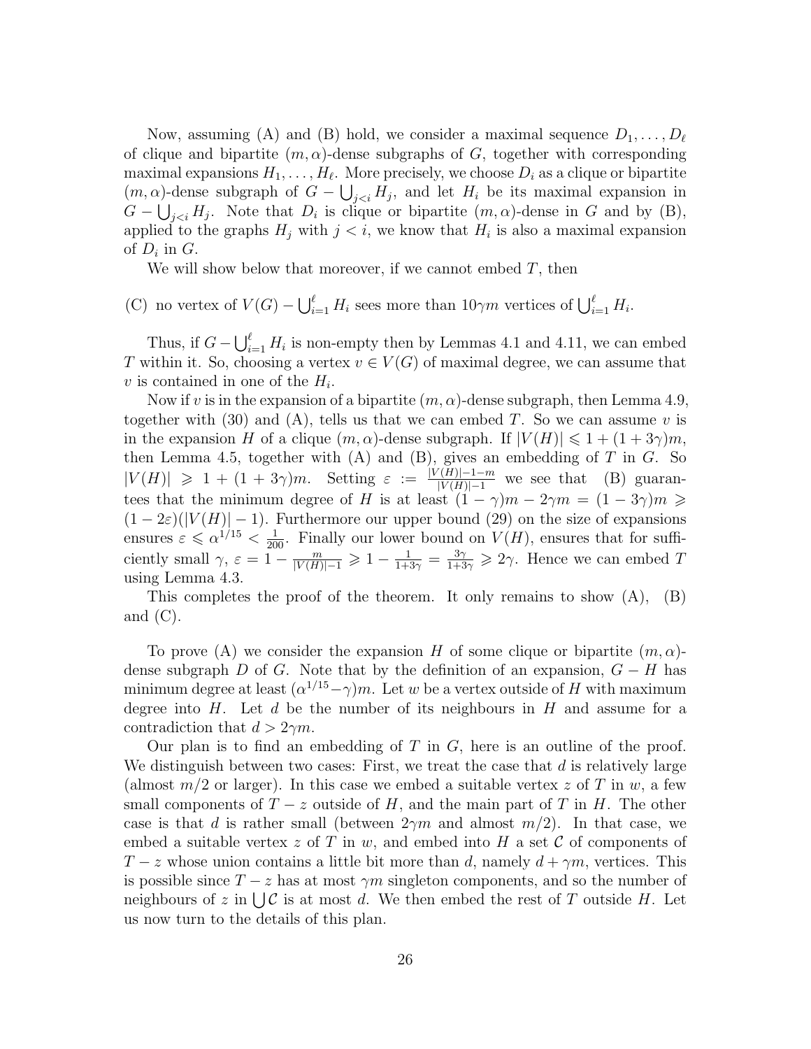Now, assuming (A) and (B) hold, we consider a maximal sequence $D_1, \ldots, D_\ell$ of clique and bipartite $(m, \alpha)$-dense subgraphs of $G$, together with corresponding maximal expansions $H_1, \ldots, H_\ell$. More precisely, we choose $D_i$ as a clique or bipartite $(m, \alpha)$-dense subgraph of $G - \bigcup_{j<i} H_j$, and let $H_i$ be its maximal expansion in $G - \bigcup_{j<i} H_j$. Note that $D_i$ is clique or bipartite $(m, \alpha)$-dense in $G$ and by (B), applied to the graphs $H_j$ with $j < i$, we know that $H_i$ is also a maximal expansion of $D_i$ in $G$.

We will show below that moreover, if we cannot embed $T$, then

(C) no vertex of $V(G) - \bigcup_{i=1}^{\ell} H_i$ sees more than $10\gamma m$ vertices of $\bigcup_{i=1}^{\ell} H_i$.

Thus, if $G - \bigcup_{i=1}^{\ell} H_i$ is non-empty then by Lemmas 4.1 and 4.11, we can embed $T$ within it. So, choosing a vertex $v \in V(G)$ of maximal degree, we can assume that $v$ is contained in one of the $H_i$.

Now if $v$ is in the expansion of a bipartite $(m, \alpha)$-dense subgraph, then Lemma 4.9, together with (30) and (A), tells us that we can embed $T$. So we can assume $v$ is in the expansion $H$ of a clique $(m, \alpha)$-dense subgraph. If $|V(H)| \leqslant 1 + (1 + 3\gamma)m$, then Lemma 4.5, together with (A) and (B), gives an embedding of $T$ in $G$. So $|V(H)| \geqslant 1 + (1 + 3\gamma)m$. Setting $\varepsilon := \frac{|V(H)|-1-m}{|V(H)|-1}$ we see that (B) guarantees that the minimum degree of $H$ is at least $(1 - \gamma)m - 2\gamma m = (1 - 3\gamma)m \geqslant (1 - 2\varepsilon)(|V(H)| - 1)$. Furthermore our upper bound (29) on the size of expansions ensures $\varepsilon \leqslant \alpha^{1/15} < \frac{1}{200}$. Finally our lower bound on $V(H)$, ensures that for sufficiently small $\gamma$, $\varepsilon = 1 - \frac{m}{|V(H)|-1} \geqslant 1 - \frac{1}{1+3\gamma} = \frac{3\gamma}{1+3\gamma} \geqslant 2\gamma$. Hence we can embed $T$ using Lemma 4.3.

This completes the proof of the theorem. It only remains to show (A), (B) and (C).

To prove (A) we consider the expansion $H$ of some clique or bipartite $(m, \alpha)$-dense subgraph $D$ of $G$. Note that by the definition of an expansion, $G - H$ has minimum degree at least $(\alpha^{1/15} - \gamma)m$. Let $w$ be a vertex outside of $H$ with maximum degree into $H$. Let $d$ be the number of its neighbours in $H$ and assume for a contradiction that $d > 2\gamma m$.

Our plan is to find an embedding of $T$ in $G$, here is an outline of the proof. We distinguish between two cases: First, we treat the case that $d$ is relatively large (almost $m/2$ or larger). In this case we embed a suitable vertex $z$ of $T$ in $w$, a few small components of $T - z$ outside of $H$, and the main part of $T$ in $H$. The other case is that $d$ is rather small (between $2\gamma m$ and almost $m/2$). In that case, we embed a suitable vertex $z$ of $T$ in $w$, and embed into $H$ a set $\mathcal{C}$ of components of $T - z$ whose union contains a little bit more than $d$, namely $d + \gamma m$, vertices. This is possible since $T - z$ has at most $\gamma m$ singleton components, and so the number of neighbours of $z$ in $\bigcup \mathcal{C}$ is at most $d$. We then embed the rest of $T$ outside $H$. Let us now turn to the details of this plan.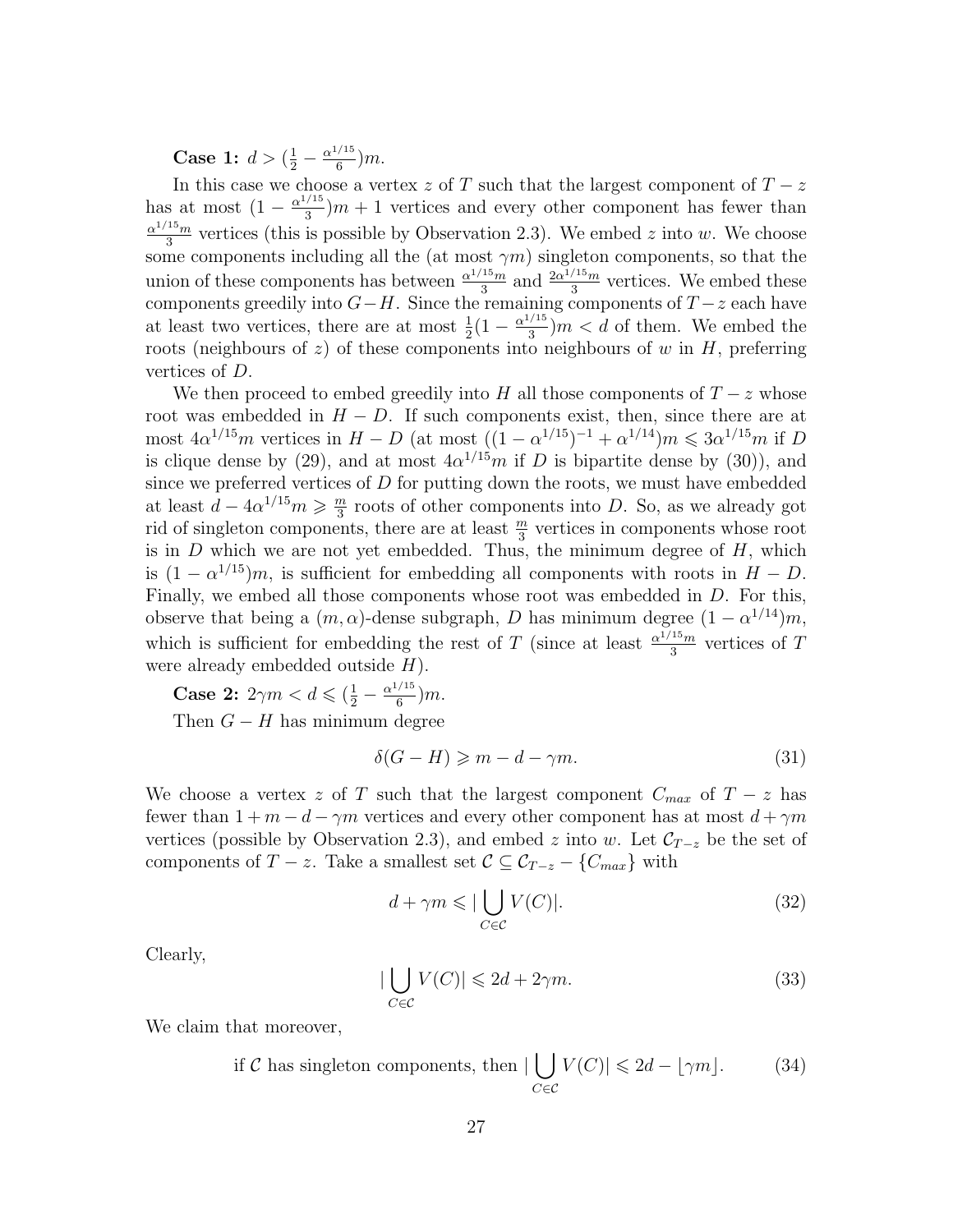**Case 1:** $d > (\frac{1}{2} - \frac{\alpha^{1/15}}{6})m$.

In this case we choose a vertex $z$ of $T$ such that the largest component of $T-z$ has at most $(1 - \frac{\alpha^{1/15}}{3})m + 1$ vertices and every other component has fewer than $\frac{\alpha^{1/15}m}{3}$ vertices (this is possible by Observation 2.3). We embed $z$ into $w$. We choose some components including all the (at most $\gamma m$) singleton components, so that the union of these components has between $\frac{\alpha^{1/15}m}{3}$ and $\frac{2\alpha^{1/15}m}{3}$ vertices. We embed these components greedily into $G-H$. Since the remaining components of $T-z$ each have at least two vertices, there are at most $\frac{1}{2}(1 - \frac{\alpha^{1/15}}{3})m < d$ of them. We embed the roots (neighbours of $z$) of these components into neighbours of $w$ in $H$, preferring vertices of $D$.

We then proceed to embed greedily into $H$ all those components of $T-z$ whose root was embedded in $H-D$. If such components exist, then, since there are at most $4\alpha^{1/15}m$ vertices in $H-D$ (at most $((1-\alpha^{1/15})^{-1} + \alpha^{1/14})m \leqslant 3\alpha^{1/15}m$ if $D$ is clique dense by (29), and at most $4\alpha^{1/15}m$ if $D$ is bipartite dense by (30)), and since we preferred vertices of $D$ for putting down the roots, we must have embedded at least $d - 4\alpha^{1/15}m \geqslant \frac{m}{3}$ roots of other components into $D$. So, as we already got rid of singleton components, there are at least $\frac{m}{3}$ vertices in components whose root is in $D$ which we are not yet embedded. Thus, the minimum degree of $H$, which is $(1-\alpha^{1/15})m$, is sufficient for embedding all components with roots in $H-D$. Finally, we embed all those components whose root was embedded in $D$. For this, observe that being a $(m,\alpha)$-dense subgraph, $D$ has minimum degree $(1-\alpha^{1/14})m$, which is sufficient for embedding the rest of $T$ (since at least $\frac{\alpha^{1/15}m}{3}$ vertices of $T$ were already embedded outside $H$).

**Case 2:** $2\gamma m < d \leqslant (\frac{1}{2} - \frac{\alpha^{1/15}}{6})m$.

Then $G-H$ has minimum degree

$$\delta(G-H) \geqslant m - d - \gamma m. \tag{31}$$

We choose a vertex $z$ of $T$ such that the largest component $C_{max}$ of $T-z$ has fewer than $1 + m - d - \gamma m$ vertices and every other component has at most $d + \gamma m$ vertices (possible by Observation 2.3), and embed $z$ into $w$. Let $\mathcal{C}_{T-z}$ be the set of components of $T-z$. Take a smallest set $\mathcal{C} \subseteq \mathcal{C}_{T-z} - \{C_{max}\}$ with

$$d + \gamma m \leqslant |\bigcup_{C \in \mathcal{C}} V(C)|. \tag{32}$$

Clearly,

$$|\bigcup_{C \in \mathcal{C}} V(C)| \leqslant 2d + 2\gamma m. \tag{33}$$

We claim that moreover,

$$\text{if } \mathcal{C} \text{ has singleton components, then } |\bigcup_{C \in \mathcal{C}} V(C)| \leqslant 2d - \lfloor \gamma m \rfloor. \tag{34}$$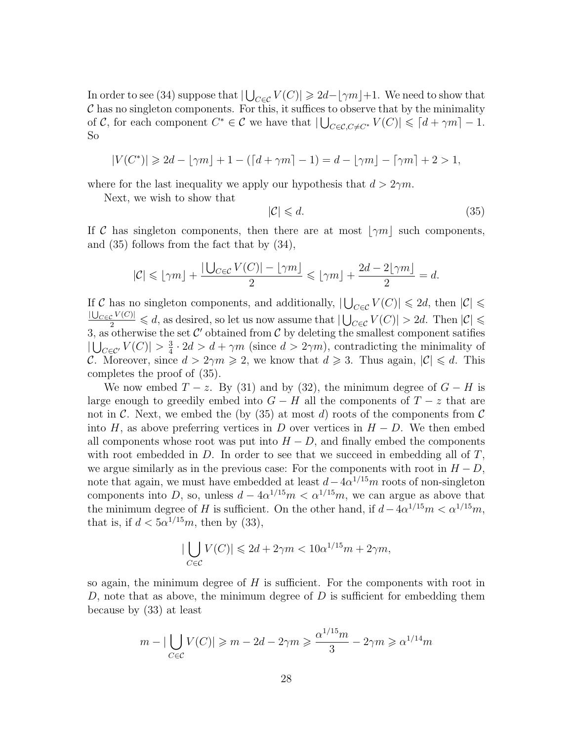In order to see (34) suppose that $|\bigcup_{C\in\mathcal{C}} V(C)| \geqslant 2d - \lfloor \gamma m \rfloor + 1$. We need to show that $\mathcal{C}$ has no singleton components. For this, it suffices to observe that by the minimality of $\mathcal{C}$, for each component $C^* \in \mathcal{C}$ we have that $|\bigcup_{C\in\mathcal{C}, C\neq C^*} V(C)| \leqslant \lceil d + \gamma m \rceil - 1$. So

$$|V(C^*)| \geqslant 2d - \lfloor \gamma m \rfloor + 1 - (\lceil d + \gamma m \rceil - 1) = d - \lfloor \gamma m \rfloor - \lceil \gamma m \rceil + 2 > 1,$$

where for the last inequality we apply our hypothesis that $d > 2\gamma m$.

Next, we wish to show that

$$|\mathcal{C}| \leqslant d. \tag{35}$$

If $\mathcal{C}$ has singleton components, then there are at most $\lfloor \gamma m \rfloor$ such components, and (35) follows from the fact that by (34),

$$|\mathcal{C}| \leqslant \lfloor \gamma m \rfloor + \frac{|\bigcup_{C\in\mathcal{C}} V(C)| - \lfloor \gamma m \rfloor}{2} \leqslant \lfloor \gamma m \rfloor + \frac{2d - 2\lfloor \gamma m \rfloor}{2} = d.$$

If $\mathcal{C}$ has no singleton components, and additionally, $|\bigcup_{C\in\mathcal{C}} V(C)| \leqslant 2d$, then $|\mathcal{C}| \leqslant \frac{|\bigcup_{C\in\mathcal{C}} V(C)|}{2} \leqslant d$, as desired, so let us now assume that $|\bigcup_{C\in\mathcal{C}} V(C)| > 2d$. Then $|\mathcal{C}| \leqslant 3$, as otherwise the set $\mathcal{C}'$ obtained from $\mathcal{C}$ by deleting the smallest component satifies $|\bigcup_{C\in\mathcal{C}'} V(C)| > \frac{3}{4} \cdot 2d > d + \gamma m$ (since $d > 2\gamma m$), contradicting the minimality of $\mathcal{C}$. Moreover, since $d > 2\gamma m \geqslant 2$, we know that $d \geqslant 3$. Thus again, $|\mathcal{C}| \leqslant d$. This completes the proof of (35).

We now embed $T - z$. By (31) and by (32), the minimum degree of $G - H$ is large enough to greedily embed into $G - H$ all the components of $T - z$ that are not in $\mathcal{C}$. Next, we embed the (by (35) at most $d$) roots of the components from $\mathcal{C}$ into $H$, as above preferring vertices in $D$ over vertices in $H - D$. We then embed all components whose root was put into $H - D$, and finally embed the components with root embedded in $D$. In order to see that we succeed in embedding all of $T$, we argue similarly as in the previous case: For the components with root in $H - D$, note that again, we must have embedded at least $d - 4\alpha^{1/15}m$ roots of non-singleton components into $D$, so, unless $d - 4\alpha^{1/15}m < \alpha^{1/15}m$, we can argue as above that the minimum degree of $H$ is sufficient. On the other hand, if $d - 4\alpha^{1/15}m < \alpha^{1/15}m$, that is, if $d < 5\alpha^{1/15}m$, then by (33),

$$|\bigcup_{C\in\mathcal{C}} V(C)| \leqslant 2d + 2\gamma m < 10\alpha^{1/15}m + 2\gamma m,$$

so again, the minimum degree of $H$ is sufficient. For the components with root in $D$, note that as above, the minimum degree of $D$ is sufficient for embedding them because by (33) at least

$$m - |\bigcup_{C\in\mathcal{C}} V(C)| \geqslant m - 2d - 2\gamma m \geqslant \frac{\alpha^{1/15}m}{3} - 2\gamma m \geqslant \alpha^{1/14}m$$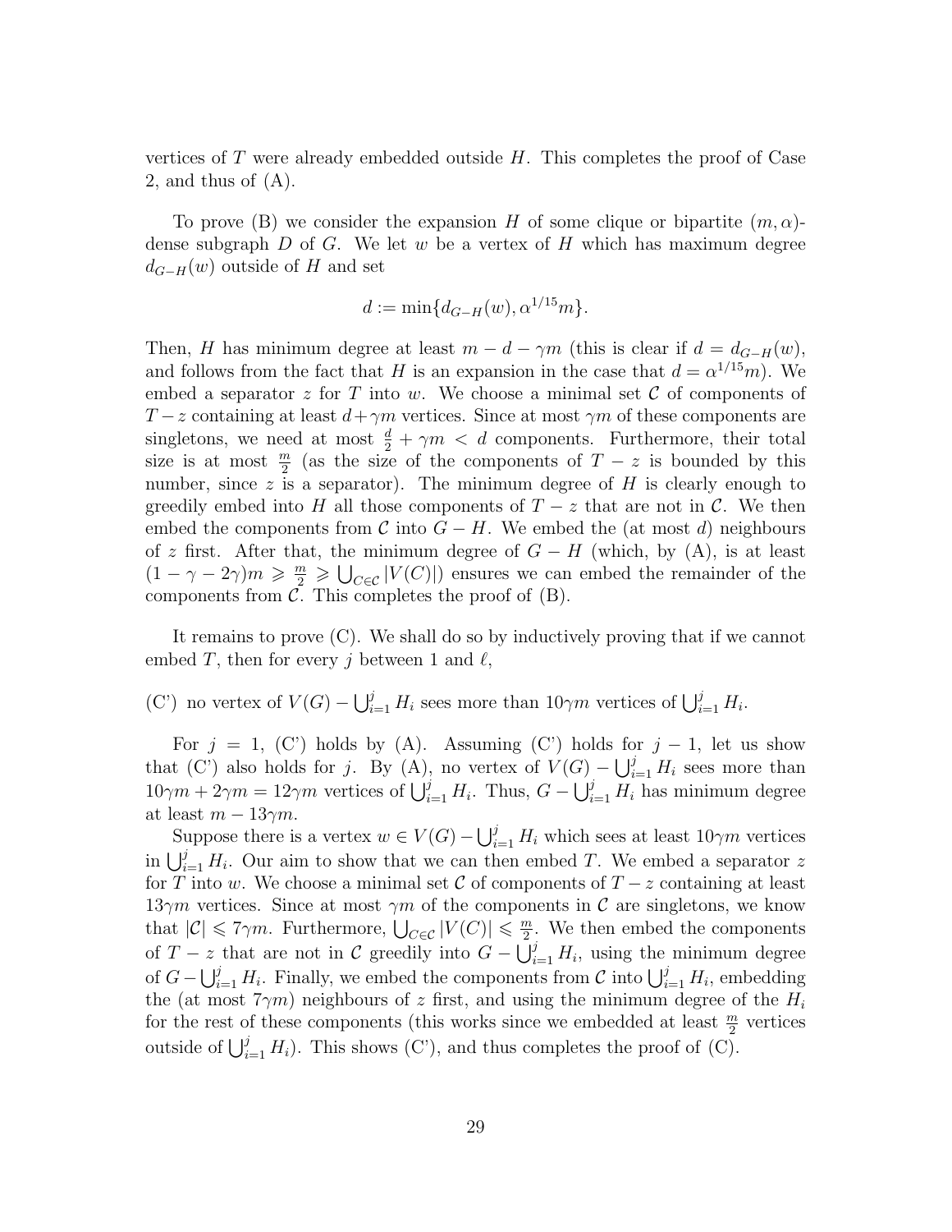vertices of $T$ were already embedded outside $H$. This completes the proof of Case 2, and thus of (A).

To prove (B) we consider the expansion $H$ of some clique or bipartite $(m, \alpha)$-dense subgraph $D$ of $G$. We let $w$ be a vertex of $H$ which has maximum degree $d_{G-H}(w)$ outside of $H$ and set

$$d := \min\{d_{G-H}(w), \alpha^{1/15}m\}.$$

Then, $H$ has minimum degree at least $m - d - \gamma m$ (this is clear if $d = d_{G-H}(w)$, and follows from the fact that $H$ is an expansion in the case that $d = \alpha^{1/15}m$). We embed a separator $z$ for $T$ into $w$. We choose a minimal set $\mathcal{C}$ of components of $T - z$ containing at least $d + \gamma m$ vertices. Since at most $\gamma m$ of these components are singletons, we need at most $\frac{d}{2} + \gamma m < d$ components. Furthermore, their total size is at most $\frac{m}{2}$ (as the size of the components of $T - z$ is bounded by this number, since $z$ is a separator). The minimum degree of $H$ is clearly enough to greedily embed into $H$ all those components of $T - z$ that are not in $\mathcal{C}$. We then embed the components from $\mathcal{C}$ into $G - H$. We embed the (at most $d$) neighbours of $z$ first. After that, the minimum degree of $G - H$ (which, by (A), is at least $(1 - \gamma - 2\gamma)m \geqslant \frac{m}{2} \geqslant \bigcup_{C \in \mathcal{C}} |V(C)|$) ensures we can embed the remainder of the components from $\mathcal{C}$. This completes the proof of (B).

It remains to prove (C). We shall do so by inductively proving that if we cannot embed $T$, then for every $j$ between 1 and $\ell$,

(C') no vertex of $V(G) - \bigcup_{i=1}^{j} H_i$ sees more than $10\gamma m$ vertices of $\bigcup_{i=1}^{j} H_i$.

For $j = 1$, (C') holds by (A). Assuming (C') holds for $j - 1$, let us show that (C') also holds for $j$. By (A), no vertex of $V(G) - \bigcup_{i=1}^{j} H_i$ sees more than $10\gamma m + 2\gamma m = 12\gamma m$ vertices of $\bigcup_{i=1}^{j} H_i$. Thus, $G - \bigcup_{i=1}^{j} H_i$ has minimum degree at least $m - 13\gamma m$.

Suppose there is a vertex $w \in V(G) - \bigcup_{i=1}^{j} H_i$ which sees at least $10\gamma m$ vertices in $\bigcup_{i=1}^{j} H_i$. Our aim to show that we can then embed $T$. We embed a separator $z$ for $T$ into $w$. We choose a minimal set $\mathcal{C}$ of components of $T - z$ containing at least $13\gamma m$ vertices. Since at most $\gamma m$ of the components in $\mathcal{C}$ are singletons, we know that $|\mathcal{C}| \leqslant 7\gamma m$. Furthermore, $\bigcup_{C \in \mathcal{C}} |V(C)| \leqslant \frac{m}{2}$. We then embed the components of $T - z$ that are not in $\mathcal{C}$ greedily into $G - \bigcup_{i=1}^{j} H_i$, using the minimum degree of $G - \bigcup_{i=1}^{j} H_i$. Finally, we embed the components from $\mathcal{C}$ into $\bigcup_{i=1}^{j} H_i$, embedding the (at most $7\gamma m$) neighbours of $z$ first, and using the minimum degree of the $H_i$ for the rest of these components (this works since we embedded at least $\frac{m}{2}$ vertices outside of $\bigcup_{i=1}^{j} H_i$). This shows (C'), and thus completes the proof of (C).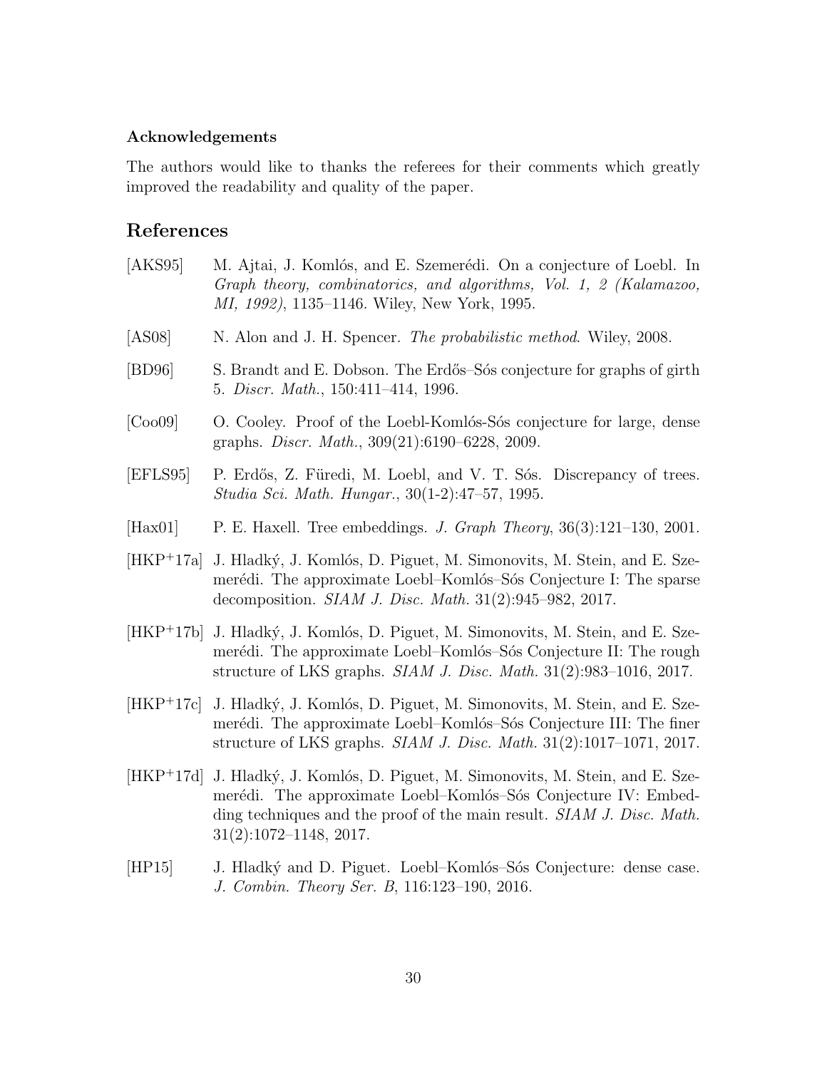### Acknowledgements

The authors would like to thanks the referees for their comments which greatly improved the readability and quality of the paper.

## References

[AKS95] M. Ajtai, J. Komlós, and E. Szemerédi. On a conjecture of Loebl. In *Graph theory, combinatorics, and algorithms, Vol. 1, 2 (Kalamazoo, MI, 1992)*, 1135–1146. Wiley, New York, 1995.

[AS08] N. Alon and J. H. Spencer. *The probabilistic method*. Wiley, 2008.

[BD96] S. Brandt and E. Dobson. The Erdős–Sós conjecture for graphs of girth 5. *Discr. Math.*, 150:411–414, 1996.

[Coo09] O. Cooley. Proof of the Loebl-Komlós-Sós conjecture for large, dense graphs. *Discr. Math.*, 309(21):6190–6228, 2009.

[EFLS95] P. Erdős, Z. Füredi, M. Loebl, and V. T. Sós. Discrepancy of trees. *Studia Sci. Math. Hungar.*, 30(1-2):47–57, 1995.

[Hax01] P. E. Haxell. Tree embeddings. *J. Graph Theory*, 36(3):121–130, 2001.

[HKP+17a] J. Hladký, J. Komlós, D. Piguet, M. Simonovits, M. Stein, and E. Szemerédi. The approximate Loebl–Komlós–Sós Conjecture I: The sparse decomposition. *SIAM J. Disc. Math.* 31(2):945–982, 2017.

[HKP+17b] J. Hladký, J. Komlós, D. Piguet, M. Simonovits, M. Stein, and E. Szemerédi. The approximate Loebl–Komlós–Sós Conjecture II: The rough structure of LKS graphs. *SIAM J. Disc. Math.* 31(2):983–1016, 2017.

[HKP+17c] J. Hladký, J. Komlós, D. Piguet, M. Simonovits, M. Stein, and E. Szemerédi. The approximate Loebl–Komlós–Sós Conjecture III: The finer structure of LKS graphs. *SIAM J. Disc. Math.* 31(2):1017–1071, 2017.

[HKP+17d] J. Hladký, J. Komlós, D. Piguet, M. Simonovits, M. Stein, and E. Szemerédi. The approximate Loebl–Komlós–Sós Conjecture IV: Embedding techniques and the proof of the main result. *SIAM J. Disc. Math.* 31(2):1072–1148, 2017.

[HP15] J. Hladký and D. Piguet. Loebl–Komlós–Sós Conjecture: dense case. *J. Combin. Theory Ser. B*, 116:123–190, 2016.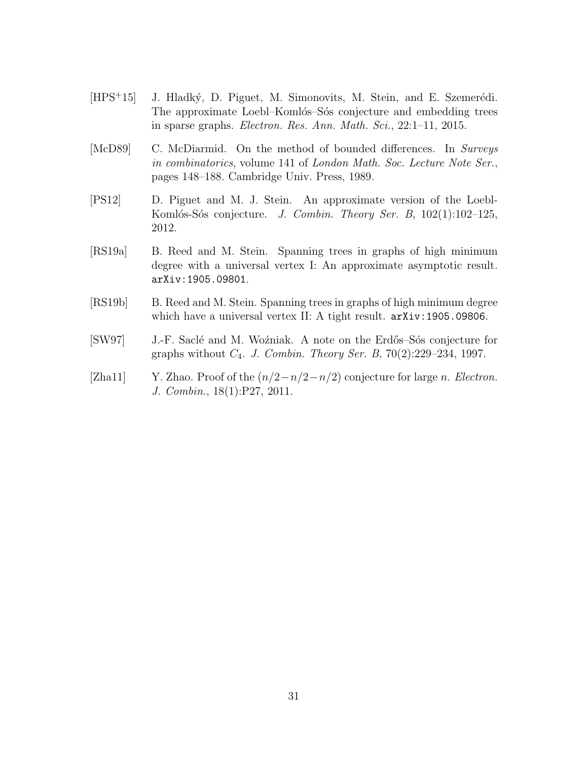[HPS+15] J. Hladký, D. Piguet, M. Simonovits, M. Stein, and E. Szemerédi. The approximate Loebl–Komlós–Sós conjecture and embedding trees in sparse graphs. *Electron. Res. Ann. Math. Sci.*, 22:1–11, 2015.

[McD89] C. McDiarmid. On the method of bounded differences. In *Surveys in combinatorics*, volume 141 of *London Math. Soc. Lecture Note Ser.*, pages 148–188. Cambridge Univ. Press, 1989.

[PS12] D. Piguet and M. J. Stein. An approximate version of the Loebl-Komlós-Sós conjecture. *J. Combin. Theory Ser. B*, 102(1):102–125, 2012.

[RS19a] B. Reed and M. Stein. Spanning trees in graphs of high minimum degree with a universal vertex I: An approximate asymptotic result. `arXiv:1905.09801`.

[RS19b] B. Reed and M. Stein. Spanning trees in graphs of high minimum degree which have a universal vertex II: A tight result. `arXiv:1905.09806`.

[SW97] J.-F. Saclé and M. Woźniak. A note on the Erdős–Sós conjecture for graphs without $C_4$. *J. Combin. Theory Ser. B*, 70(2):229–234, 1997.

[Zha11] Y. Zhao. Proof of the $(n/2-n/2-n/2)$ conjecture for large $n$. *Electron. J. Combin.*, 18(1):P27, 2011.